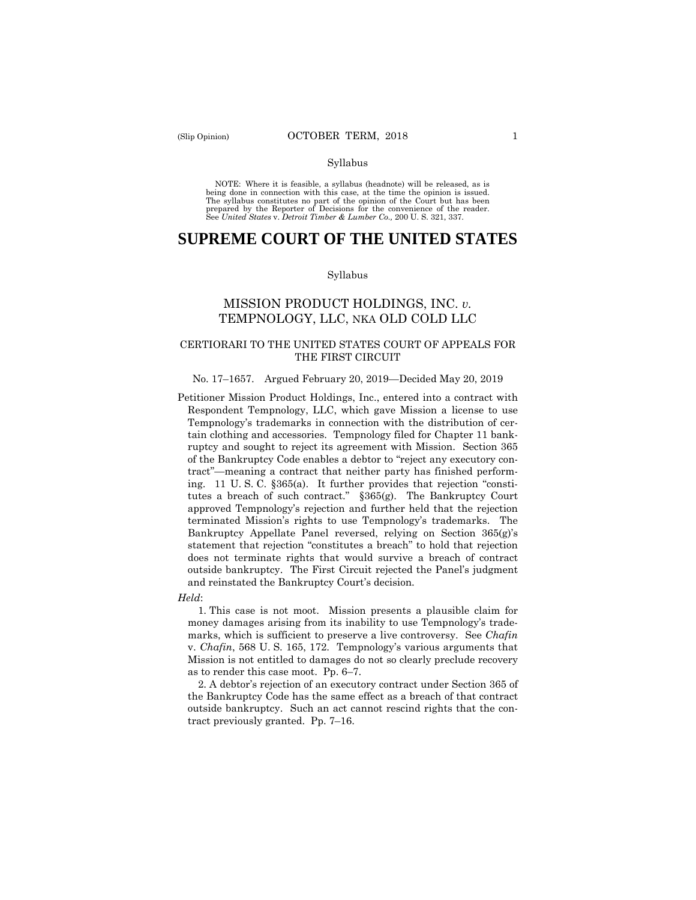Syllabus

NOTE: Where it is feasible, a syllabus (headnote) will be released, as is being done in connection with this case, at the time the opinion is issued. The syllabus constitutes no part of the opinion of the Court but has been prepared by the Reporter of Decisions for the convenience of the reader. See *United States* v. *Detroit Timber & Lumber Co.,* 200 U. S. 321, 337.

# SUPREME COURT OF THE UNITED STATES

Syllabus

## MISSION PRODUCT HOLDINGS, INC. *v.* TEMPNOLOGY, LLC, NKA OLD COLD LLC

### CERTIORARI TO THE UNITED STATES COURT OF APPEALS FOR THE FIRST CIRCUIT

No. 17–1657. Argued February 20, 2019—Decided May 20, 2019

Petitioner Mission Product Holdings, Inc., entered into a contract with Respondent Tempnology, LLC, which gave Mission a license to use Tempnology's trademarks in connection with the distribution of certain clothing and accessories. Tempnology filed for Chapter 11 bankruptcy and sought to reject its agreement with Mission. Section 365 of the Bankruptcy Code enables a debtor to "reject any executory contract"—meaning a contract that neither party has finished performing. 11 U. S. C. §365(a). It further provides that rejection "constitutes a breach of such contract." §365(g). The Bankruptcy Court approved Tempnology's rejection and further held that the rejection terminated Mission's rights to use Tempnology's trademarks. The Bankruptcy Appellate Panel reversed, relying on Section 365(g)'s statement that rejection "constitutes a breach" to hold that rejection does not terminate rights that would survive a breach of contract outside bankruptcy. The First Circuit rejected the Panel's judgment and reinstated the Bankruptcy Court's decision.

*Held*:

1. This case is not moot. Mission presents a plausible claim for money damages arising from its inability to use Tempnology's trademarks, which is sufficient to preserve a live controversy. See *Chafin* v. *Chafin*, 568 U. S. 165, 172. Tempnology's various arguments that Mission is not entitled to damages do not so clearly preclude recovery as to render this case moot. Pp. 6–7.

2. A debtor's rejection of an executory contract under Section 365 of the Bankruptcy Code has the same effect as a breach of that contract outside bankruptcy. Such an act cannot rescind rights that the contract previously granted. Pp. 7–16.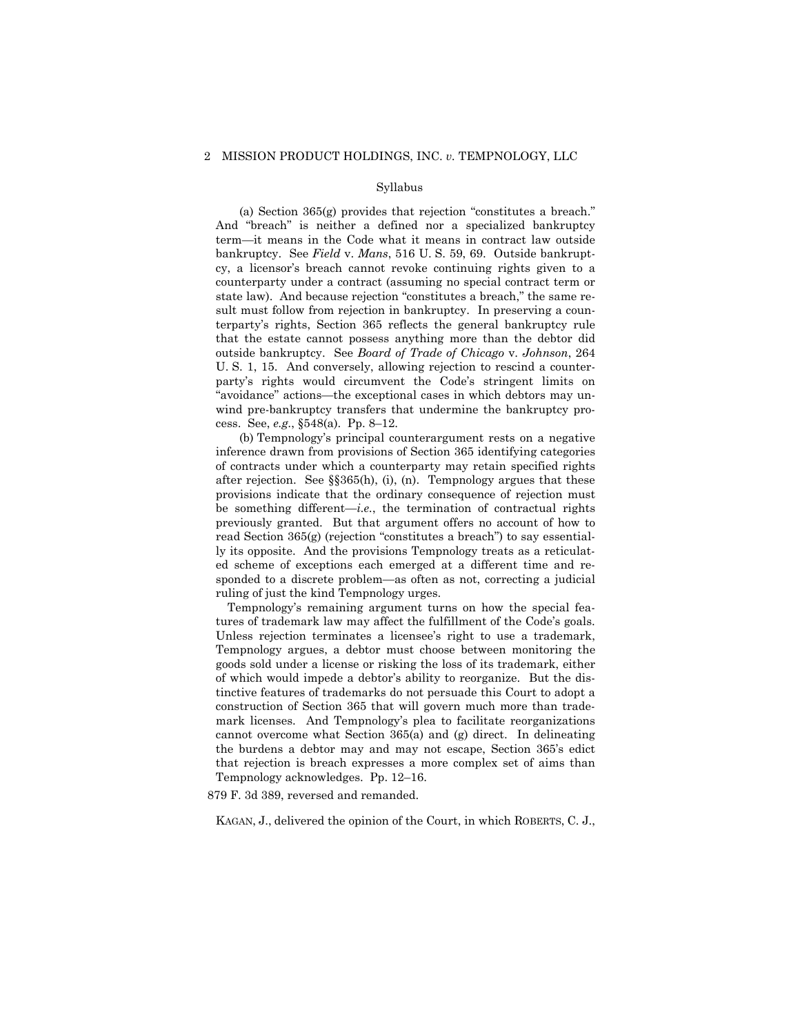Syllabus

(a) Section 365(g) provides that rejection "constitutes a breach." And "breach" is neither a defined nor a specialized bankruptcy term—it means in the Code what it means in contract law outside bankruptcy. See *Field* v. *Mans*, 516 U. S. 59, 69. Outside bankruptcy, a licensor's breach cannot revoke continuing rights given to a counterparty under a contract (assuming no special contract term or state law). And because rejection "constitutes a breach," the same result must follow from rejection in bankruptcy. In preserving a counterparty's rights, Section 365 reflects the general bankruptcy rule that the estate cannot possess anything more than the debtor did outside bankruptcy. See *Board of Trade of Chicago* v. *Johnson*, 264 U. S. 1, 15. And conversely, allowing rejection to rescind a counterparty's rights would circumvent the Code's stringent limits on "avoidance" actions—the exceptional cases in which debtors may unwind pre-bankruptcy transfers that undermine the bankruptcy process. See, *e.g.*, §548(a). Pp. 8–12.

(b) Tempnology's principal counterargument rests on a negative inference drawn from provisions of Section 365 identifying categories of contracts under which a counterparty may retain specified rights after rejection. See §§365(h), (i), (n). Tempnology argues that these provisions indicate that the ordinary consequence of rejection must be something different—*i.e.*, the termination of contractual rights previously granted. But that argument offers no account of how to read Section 365(g) (rejection "constitutes a breach") to say essentially its opposite. And the provisions Tempnology treats as a reticulated scheme of exceptions each emerged at a different time and responded to a discrete problem—as often as not, correcting a judicial ruling of just the kind Tempnology urges.

Tempnology's remaining argument turns on how the special features of trademark law may affect the fulfillment of the Code's goals. Unless rejection terminates a licensee's right to use a trademark, Tempnology argues, a debtor must choose between monitoring the goods sold under a license or risking the loss of its trademark, either of which would impede a debtor's ability to reorganize. But the distinctive features of trademarks do not persuade this Court to adopt a construction of Section 365 that will govern much more than trademark licenses. And Tempnology's plea to facilitate reorganizations cannot overcome what Section 365(a) and (g) direct. In delineating the burdens a debtor may and may not escape, Section 365's edict that rejection is breach expresses a more complex set of aims than Tempnology acknowledges. Pp. 12–16.

879 F. 3d 389, reversed and remanded.

KAGAN, J., delivered the opinion of the Court, in which ROBERTS, C. J.,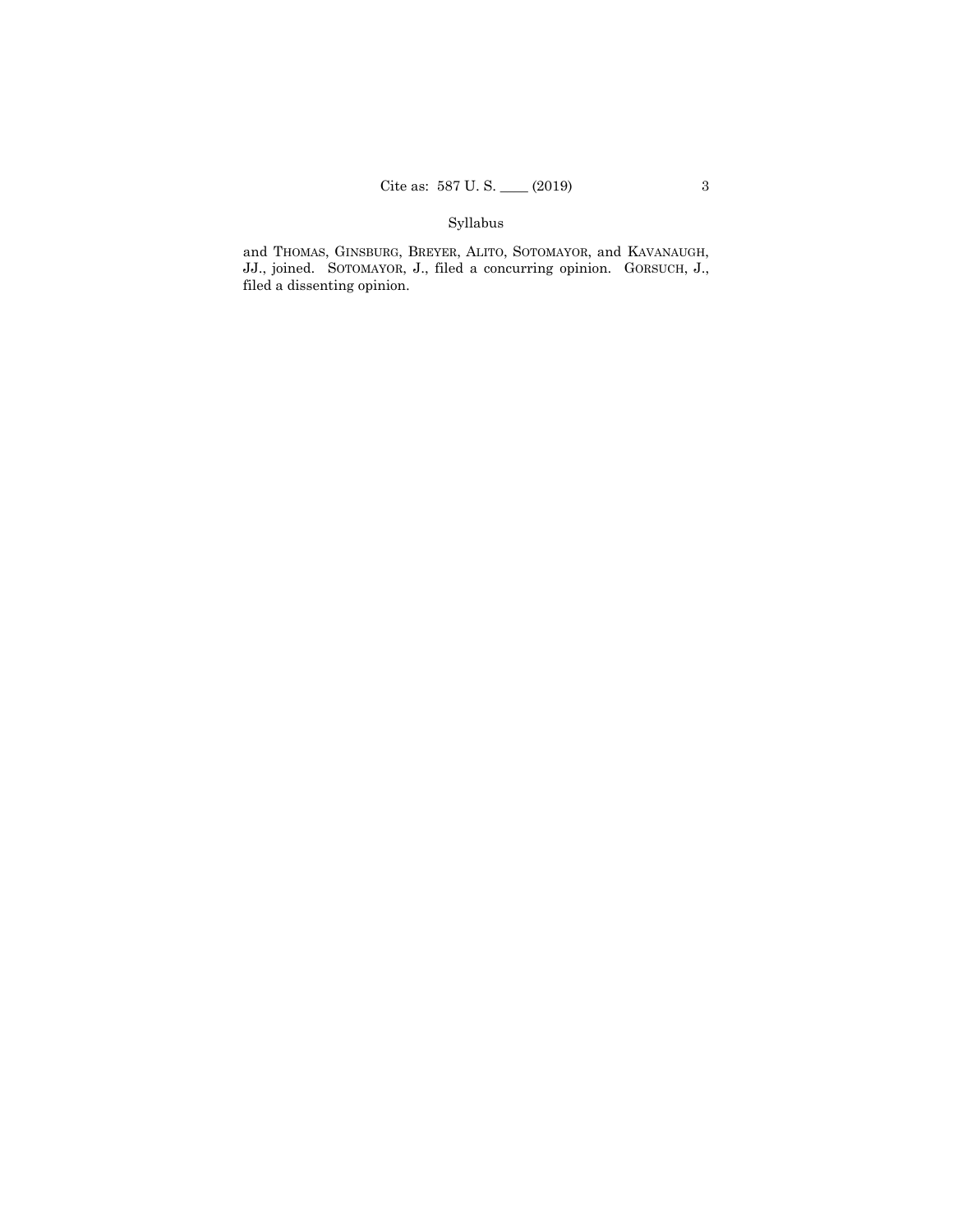and THOMAS, GINSBURG, BREYER, ALITO, SOTOMAYOR, and KAVANAUGH, JJ., joined. SOTOMAYOR, J., filed a concurring opinion. GORSUCH, J., filed a dissenting opinion.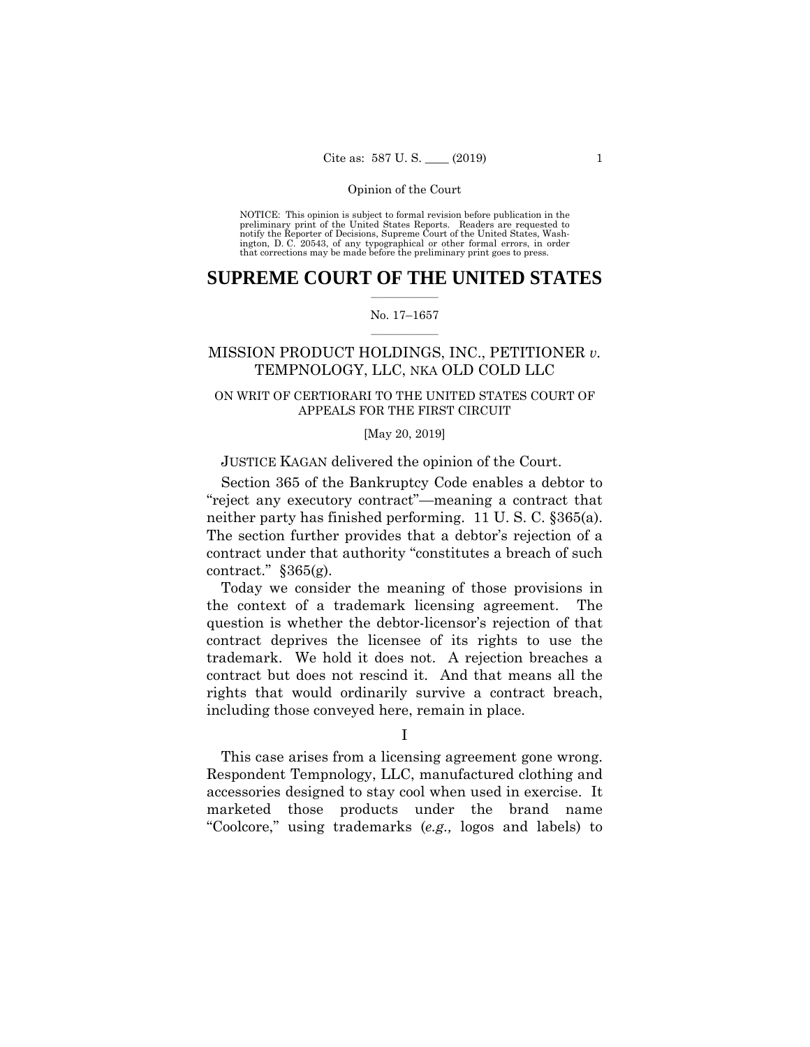NOTICE: This opinion is subject to formal revision before publication in the preliminary print of the United States Reports. Readers are requested to notify the Reporter of Decisions, Supreme Court of the United States, Washington, D. C. 20543, of any typographical or other formal errors, in order that corrections may be made before the preliminary print goes to press.

# SUPREME COURT OF THE UNITED STATES

No. 17–1657

MISSION PRODUCT HOLDINGS, INC., PETITIONER *v.* TEMPNOLOGY, LLC, NKA OLD COLD LLC

ON WRIT OF CERTIORARI TO THE UNITED STATES COURT OF APPEALS FOR THE FIRST CIRCUIT

[May 20, 2019]

JUSTICE KAGAN delivered the opinion of the Court.

Section 365 of the Bankruptcy Code enables a debtor to "reject any executory contract"—meaning a contract that neither party has finished performing. 11 U. S. C. §365(a). The section further provides that a debtor's rejection of a contract under that authority "constitutes a breach of such contract." §365(g).

Today we consider the meaning of those provisions in the context of a trademark licensing agreement. The question is whether the debtor-licensor's rejection of that contract deprives the licensee of its rights to use the trademark. We hold it does not. A rejection breaches a contract but does not rescind it. And that means all the rights that would ordinarily survive a contract breach, including those conveyed here, remain in place.

I

This case arises from a licensing agreement gone wrong. Respondent Tempnology, LLC, manufactured clothing and accessories designed to stay cool when used in exercise. It marketed those products under the brand name "Coolcore," using trademarks (*e.g.,* logos and labels) to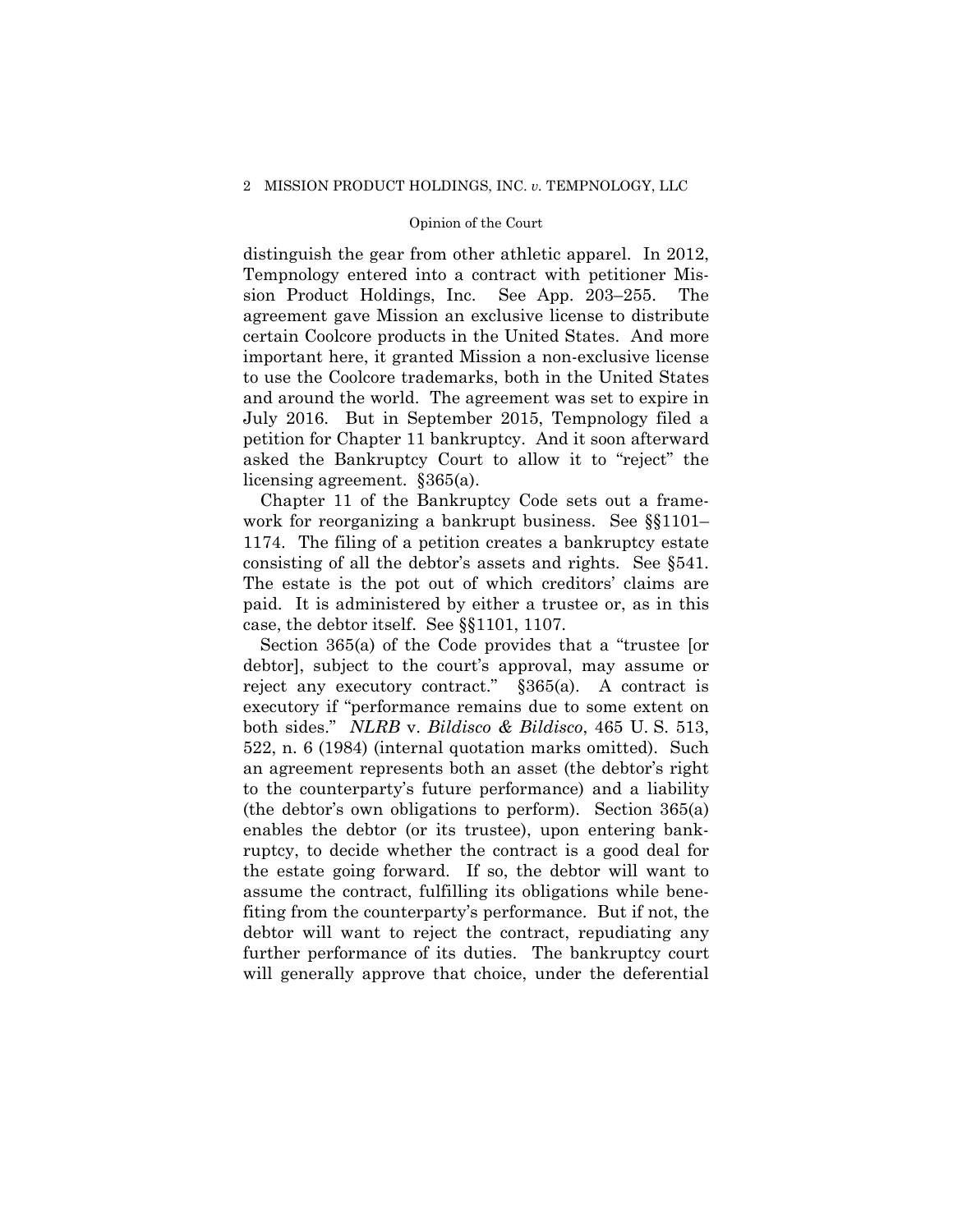distinguish the gear from other athletic apparel. In 2012, Tempnology entered into a contract with petitioner Mission Product Holdings, Inc. See App. 203–255. The agreement gave Mission an exclusive license to distribute certain Coolcore products in the United States. And more important here, it granted Mission a non-exclusive license to use the Coolcore trademarks, both in the United States and around the world. The agreement was set to expire in July 2016. But in September 2015, Tempnology filed a petition for Chapter 11 bankruptcy. And it soon afterward asked the Bankruptcy Court to allow it to "reject" the licensing agreement. §365(a).

Chapter 11 of the Bankruptcy Code sets out a framework for reorganizing a bankrupt business. See §§1101–1174. The filing of a petition creates a bankruptcy estate consisting of all the debtor's assets and rights. See §541. The estate is the pot out of which creditors' claims are paid. It is administered by either a trustee or, as in this case, the debtor itself. See §§1101, 1107.

Section 365(a) of the Code provides that a "trustee [or debtor], subject to the court's approval, may assume or reject any executory contract." §365(a). A contract is executory if "performance remains due to some extent on both sides." *NLRB* v. *Bildisco & Bildisco*, 465 U. S. 513, 522, n. 6 (1984) (internal quotation marks omitted). Such an agreement represents both an asset (the debtor's right to the counterparty's future performance) and a liability (the debtor's own obligations to perform). Section 365(a) enables the debtor (or its trustee), upon entering bankruptcy, to decide whether the contract is a good deal for the estate going forward. If so, the debtor will want to assume the contract, fulfilling its obligations while benefiting from the counterparty's performance. But if not, the debtor will want to reject the contract, repudiating any further performance of its duties. The bankruptcy court will generally approve that choice, under the deferential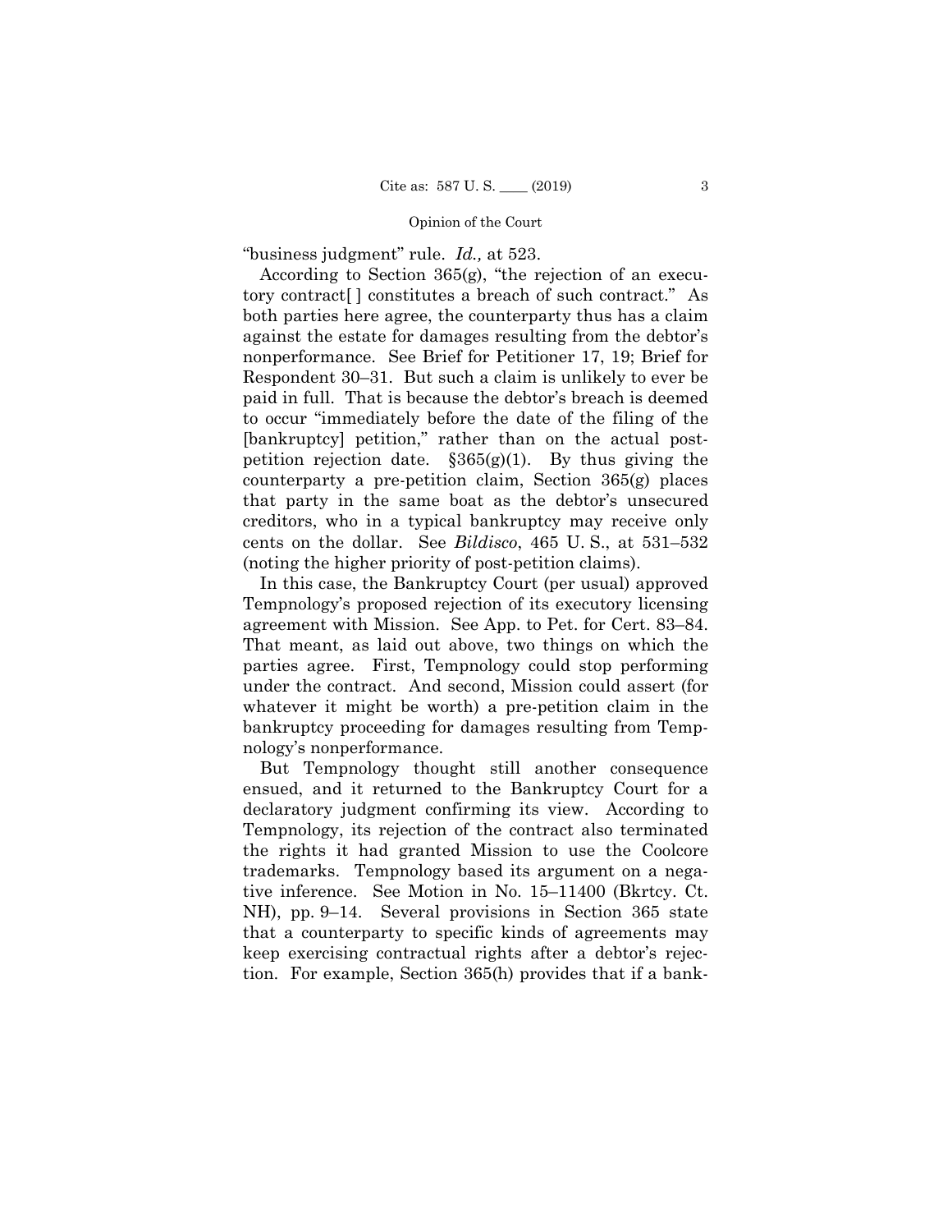"business judgment" rule. *Id.,* at 523.

According to Section 365(g), "the rejection of an executory contract[ ] constitutes a breach of such contract." As both parties here agree, the counterparty thus has a claim against the estate for damages resulting from the debtor's nonperformance. See Brief for Petitioner 17, 19; Brief for Respondent 30–31. But such a claim is unlikely to ever be paid in full. That is because the debtor's breach is deemed to occur "immediately before the date of the filing of the [bankruptcy] petition," rather than on the actual post-petition rejection date. §365(g)(1). By thus giving the counterparty a pre-petition claim, Section 365(g) places that party in the same boat as the debtor's unsecured creditors, who in a typical bankruptcy may receive only cents on the dollar. See *Bildisco*, 465 U. S., at 531–532 (noting the higher priority of post-petition claims).

In this case, the Bankruptcy Court (per usual) approved Tempnology's proposed rejection of its executory licensing agreement with Mission. See App. to Pet. for Cert. 83–84. That meant, as laid out above, two things on which the parties agree. First, Tempnology could stop performing under the contract. And second, Mission could assert (for whatever it might be worth) a pre-petition claim in the bankruptcy proceeding for damages resulting from Tempnology's nonperformance.

But Tempnology thought still another consequence ensued, and it returned to the Bankruptcy Court for a declaratory judgment confirming its view. According to Tempnology, its rejection of the contract also terminated the rights it had granted Mission to use the Coolcore trademarks. Tempnology based its argument on a negative inference. See Motion in No. 15–11400 (Bkrtcy. Ct. NH), pp. 9–14. Several provisions in Section 365 state that a counterparty to specific kinds of agreements may keep exercising contractual rights after a debtor's rejection. For example, Section 365(h) provides that if a bank-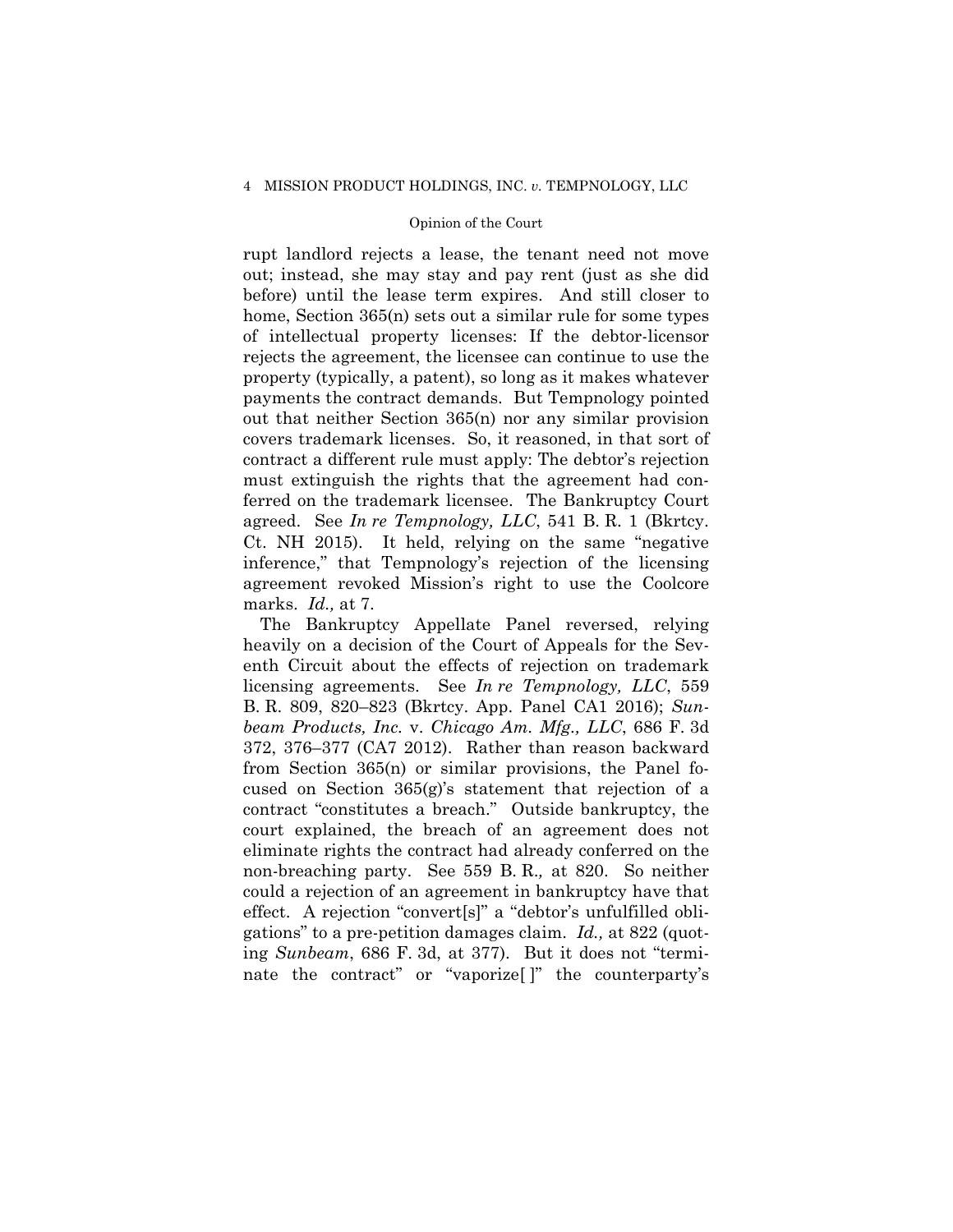rupt landlord rejects a lease, the tenant need not move out; instead, she may stay and pay rent (just as she did before) until the lease term expires. And still closer to home, Section 365(n) sets out a similar rule for some types of intellectual property licenses: If the debtor-licensor rejects the agreement, the licensee can continue to use the property (typically, a patent), so long as it makes whatever payments the contract demands. But Tempnology pointed out that neither Section 365(n) nor any similar provision covers trademark licenses. So, it reasoned, in that sort of contract a different rule must apply: The debtor's rejection must extinguish the rights that the agreement had conferred on the trademark licensee. The Bankruptcy Court agreed. See *In re Tempnology, LLC*, 541 B. R. 1 (Bkrtcy. Ct. NH 2015). It held, relying on the same "negative inference," that Tempnology's rejection of the licensing agreement revoked Mission's right to use the Coolcore marks. *Id.,* at 7.

The Bankruptcy Appellate Panel reversed, relying heavily on a decision of the Court of Appeals for the Seventh Circuit about the effects of rejection on trademark licensing agreements. See *In re Tempnology, LLC*, 559 B. R. 809, 820–823 (Bkrtcy. App. Panel CA1 2016); *Sunbeam Products, Inc.* v. *Chicago Am. Mfg., LLC*, 686 F. 3d 372, 376–377 (CA7 2012). Rather than reason backward from Section 365(n) or similar provisions, the Panel focused on Section 365(g)'s statement that rejection of a contract "constitutes a breach." Outside bankruptcy, the court explained, the breach of an agreement does not eliminate rights the contract had already conferred on the non-breaching party. See 559 B. R.*,* at 820. So neither could a rejection of an agreement in bankruptcy have that effect. A rejection "convert[s]" a "debtor's unfulfilled obligations" to a pre-petition damages claim. *Id.,* at 822 (quoting *Sunbeam*, 686 F. 3d, at 377). But it does not "terminate the contract" or "vaporize[ ]" the counterparty's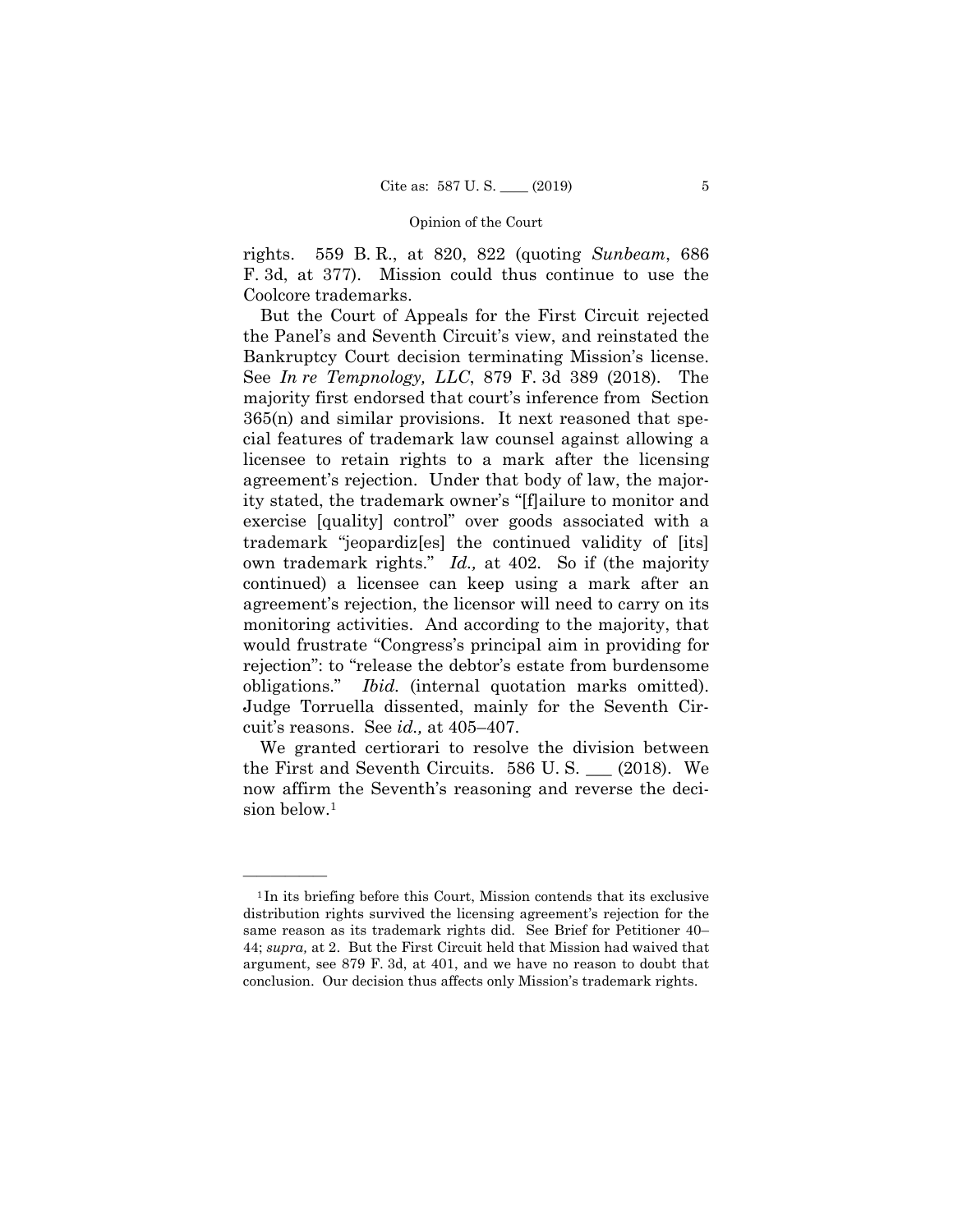rights. 559 B. R., at 820, 822 (quoting *Sunbeam*, 686 F. 3d, at 377). Mission could thus continue to use the Coolcore trademarks.

But the Court of Appeals for the First Circuit rejected the Panel's and Seventh Circuit's view, and reinstated the Bankruptcy Court decision terminating Mission's license. See *In re Tempnology, LLC*, 879 F. 3d 389 (2018). The majority first endorsed that court's inference from Section 365(n) and similar provisions. It next reasoned that special features of trademark law counsel against allowing a licensee to retain rights to a mark after the licensing agreement's rejection. Under that body of law, the majority stated, the trademark owner's "[f]ailure to monitor and exercise [quality] control" over goods associated with a trademark "jeopardiz[es] the continued validity of [its] own trademark rights." *Id.,* at 402. So if (the majority continued) a licensee can keep using a mark after an agreement's rejection, the licensor will need to carry on its monitoring activities. And according to the majority, that would frustrate "Congress's principal aim in providing for rejection": to "release the debtor's estate from burdensome obligations." *Ibid.* (internal quotation marks omitted). Judge Torruella dissented, mainly for the Seventh Circuit's reasons. See *id.,* at 405–407.

We granted certiorari to resolve the division between the First and Seventh Circuits. 586 U. S. ___ (2018). We now affirm the Seventh's reasoning and reverse the decision below.[1]

---

[1] In its briefing before this Court, Mission contends that its exclusive distribution rights survived the licensing agreement's rejection for the same reason as its trademark rights did. See Brief for Petitioner 40–44; *supra,* at 2. But the First Circuit held that Mission had waived that argument, see 879 F. 3d, at 401, and we have no reason to doubt that conclusion. Our decision thus affects only Mission's trademark rights.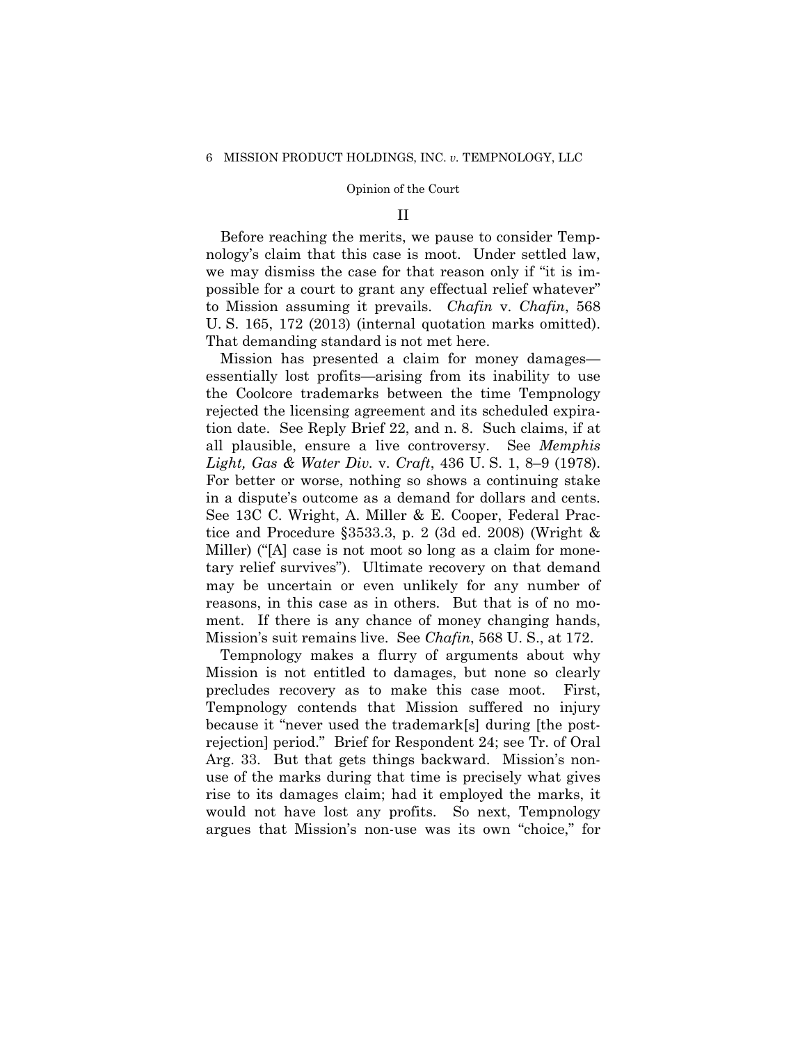## II

Before reaching the merits, we pause to consider Tempnology's claim that this case is moot. Under settled law, we may dismiss the case for that reason only if "it is impossible for a court to grant any effectual relief whatever" to Mission assuming it prevails. *Chafin* v. *Chafin*, 568 U. S. 165, 172 (2013) (internal quotation marks omitted). That demanding standard is not met here.

Mission has presented a claim for money damages—essentially lost profits—arising from its inability to use the Coolcore trademarks between the time Tempnology rejected the licensing agreement and its scheduled expiration date. See Reply Brief 22, and n. 8. Such claims, if at all plausible, ensure a live controversy. See *Memphis Light, Gas & Water Div.* v. *Craft*, 436 U. S. 1, 8–9 (1978). For better or worse, nothing so shows a continuing stake in a dispute's outcome as a demand for dollars and cents. See 13C C. Wright, A. Miller & E. Cooper, Federal Practice and Procedure §3533.3, p. 2 (3d ed. 2008) (Wright & Miller) ("[A] case is not moot so long as a claim for monetary relief survives"). Ultimate recovery on that demand may be uncertain or even unlikely for any number of reasons, in this case as in others. But that is of no moment. If there is any chance of money changing hands, Mission's suit remains live. See *Chafin*, 568 U. S., at 172.

Tempnology makes a flurry of arguments about why Mission is not entitled to damages, but none so clearly precludes recovery as to make this case moot. First, Tempnology contends that Mission suffered no injury because it "never used the trademark[s] during [the post-rejection] period." Brief for Respondent 24; see Tr. of Oral Arg. 33. But that gets things backward. Mission's non-use of the marks during that time is precisely what gives rise to its damages claim; had it employed the marks, it would not have lost any profits. So next, Tempnology argues that Mission's non-use was its own "choice," for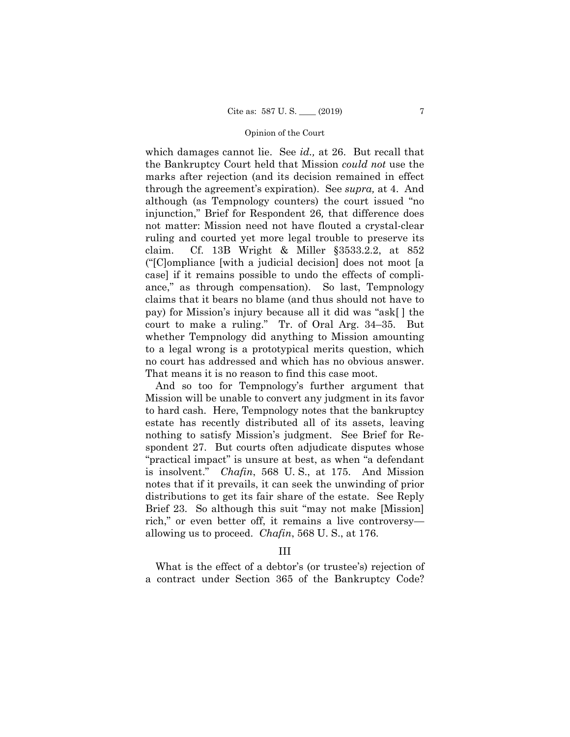which damages cannot lie. See *id.,* at 26. But recall that the Bankruptcy Court held that Mission *could not* use the marks after rejection (and its decision remained in effect through the agreement's expiration). See *supra,* at 4. And although (as Tempnology counters) the court issued "no injunction," Brief for Respondent 26*,* that difference does not matter: Mission need not have flouted a crystal-clear ruling and courted yet more legal trouble to preserve its claim. Cf. 13B Wright & Miller §3533.2.2, at 852 ("[C]ompliance [with a judicial decision] does not moot [a case] if it remains possible to undo the effects of compliance," as through compensation). So last, Tempnology claims that it bears no blame (and thus should not have to pay) for Mission's injury because all it did was "ask[ ] the court to make a ruling." Tr. of Oral Arg. 34–35. But whether Tempnology did anything to Mission amounting to a legal wrong is a prototypical merits question, which no court has addressed and which has no obvious answer. That means it is no reason to find this case moot.

And so too for Tempnology's further argument that Mission will be unable to convert any judgment in its favor to hard cash. Here, Tempnology notes that the bankruptcy estate has recently distributed all of its assets, leaving nothing to satisfy Mission's judgment. See Brief for Respondent 27. But courts often adjudicate disputes whose "practical impact" is unsure at best, as when "a defendant is insolvent." *Chafin*, 568 U. S., at 175. And Mission notes that if it prevails, it can seek the unwinding of prior distributions to get its fair share of the estate. See Reply Brief 23. So although this suit "may not make [Mission] rich," or even better off, it remains a live controversy—allowing us to proceed. *Chafin*, 568 U. S., at 176.

## III

What is the effect of a debtor's (or trustee's) rejection of a contract under Section 365 of the Bankruptcy Code?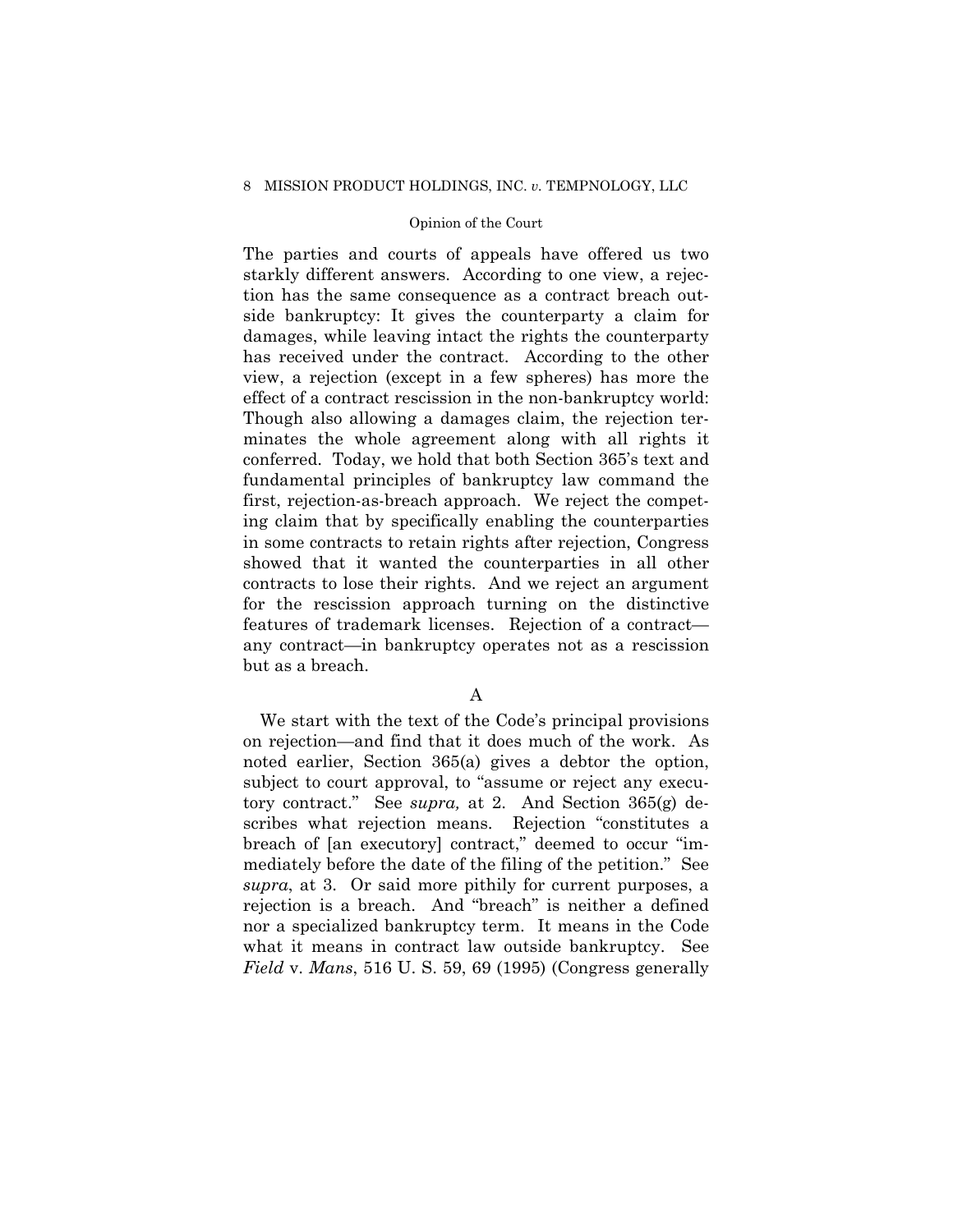The parties and courts of appeals have offered us two starkly different answers. According to one view, a rejection has the same consequence as a contract breach outside bankruptcy: It gives the counterparty a claim for damages, while leaving intact the rights the counterparty has received under the contract. According to the other view, a rejection (except in a few spheres) has more the effect of a contract rescission in the non-bankruptcy world: Though also allowing a damages claim, the rejection terminates the whole agreement along with all rights it conferred. Today, we hold that both Section 365's text and fundamental principles of bankruptcy law command the first, rejection-as-breach approach. We reject the competing claim that by specifically enabling the counterparties in some contracts to retain rights after rejection, Congress showed that it wanted the counterparties in all other contracts to lose their rights. And we reject an argument for the rescission approach turning on the distinctive features of trademark licenses. Rejection of a contract—any contract—in bankruptcy operates not as a rescission but as a breach.

A

We start with the text of the Code's principal provisions on rejection—and find that it does much of the work. As noted earlier, Section 365(a) gives a debtor the option, subject to court approval, to "assume or reject any executory contract." See *supra,* at 2. And Section 365(g) describes what rejection means. Rejection "constitutes a breach of [an executory] contract," deemed to occur "immediately before the date of the filing of the petition." See *supra*, at 3. Or said more pithily for current purposes, a rejection is a breach. And "breach" is neither a defined nor a specialized bankruptcy term. It means in the Code what it means in contract law outside bankruptcy. See *Field* v. *Mans*, 516 U. S. 59, 69 (1995) (Congress generally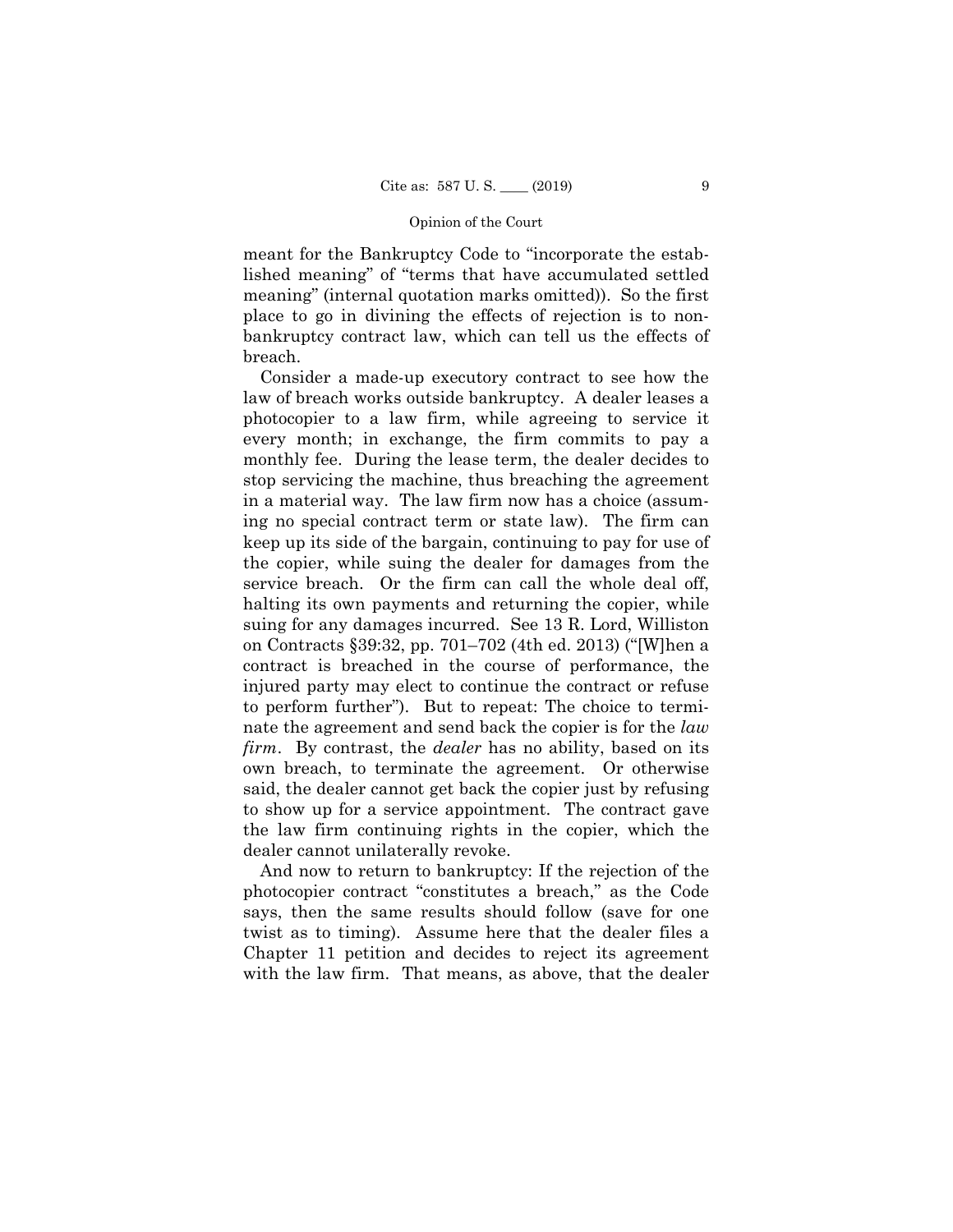meant for the Bankruptcy Code to "incorporate the established meaning" of "terms that have accumulated settled meaning" (internal quotation marks omitted)). So the first place to go in divining the effects of rejection is to nonbankruptcy contract law, which can tell us the effects of breach.

Consider a made-up executory contract to see how the law of breach works outside bankruptcy. A dealer leases a photocopier to a law firm, while agreeing to service it every month; in exchange, the firm commits to pay a monthly fee. During the lease term, the dealer decides to stop servicing the machine, thus breaching the agreement in a material way. The law firm now has a choice (assuming no special contract term or state law). The firm can keep up its side of the bargain, continuing to pay for use of the copier, while suing the dealer for damages from the service breach. Or the firm can call the whole deal off, halting its own payments and returning the copier, while suing for any damages incurred. See 13 R. Lord, Williston on Contracts §39:32, pp. 701–702 (4th ed. 2013) ("[W]hen a contract is breached in the course of performance, the injured party may elect to continue the contract or refuse to perform further"). But to repeat: The choice to terminate the agreement and send back the copier is for the *law firm*. By contrast, the *dealer* has no ability, based on its own breach, to terminate the agreement. Or otherwise said, the dealer cannot get back the copier just by refusing to show up for a service appointment. The contract gave the law firm continuing rights in the copier, which the dealer cannot unilaterally revoke.

And now to return to bankruptcy: If the rejection of the photocopier contract "constitutes a breach," as the Code says, then the same results should follow (save for one twist as to timing). Assume here that the dealer files a Chapter 11 petition and decides to reject its agreement with the law firm. That means, as above, that the dealer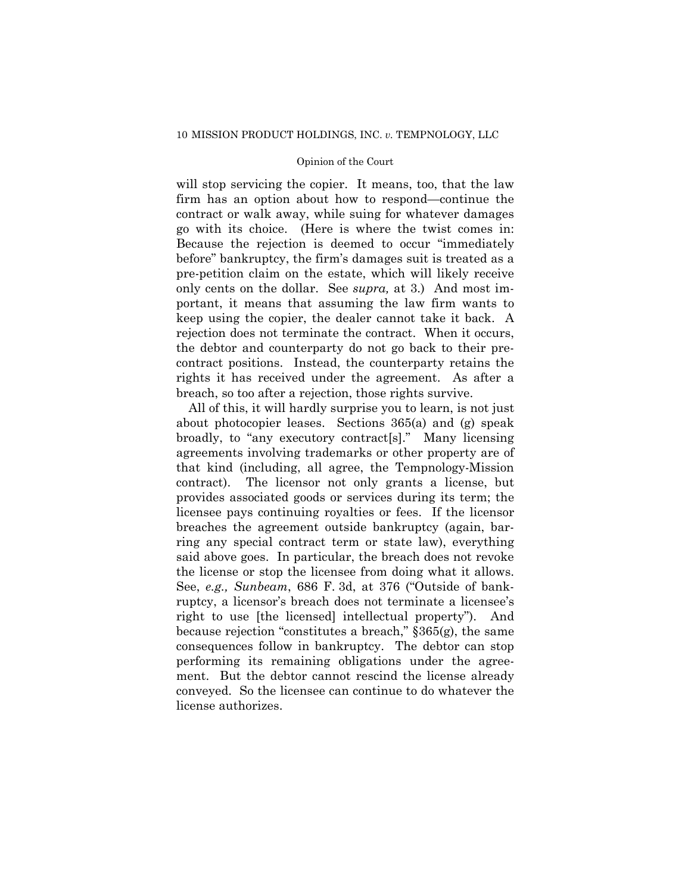will stop servicing the copier. It means, too, that the law firm has an option about how to respond—continue the contract or walk away, while suing for whatever damages go with its choice. (Here is where the twist comes in: Because the rejection is deemed to occur "immediately before" bankruptcy, the firm's damages suit is treated as a pre-petition claim on the estate, which will likely receive only cents on the dollar. See *supra,* at 3.) And most important, it means that assuming the law firm wants to keep using the copier, the dealer cannot take it back. A rejection does not terminate the contract. When it occurs, the debtor and counterparty do not go back to their pre-contract positions. Instead, the counterparty retains the rights it has received under the agreement. As after a breach, so too after a rejection, those rights survive.

All of this, it will hardly surprise you to learn, is not just about photocopier leases. Sections 365(a) and (g) speak broadly, to "any executory contract[s]." Many licensing agreements involving trademarks or other property are of that kind (including, all agree, the Tempnology-Mission contract). The licensor not only grants a license, but provides associated goods or services during its term; the licensee pays continuing royalties or fees. If the licensor breaches the agreement outside bankruptcy (again, barring any special contract term or state law), everything said above goes. In particular, the breach does not revoke the license or stop the licensee from doing what it allows. See, *e.g., Sunbeam*, 686 F. 3d, at 376 ("Outside of bankruptcy, a licensor's breach does not terminate a licensee's right to use [the licensed] intellectual property"). And because rejection "constitutes a breach," §365(g), the same consequences follow in bankruptcy. The debtor can stop performing its remaining obligations under the agreement. But the debtor cannot rescind the license already conveyed. So the licensee can continue to do whatever the license authorizes.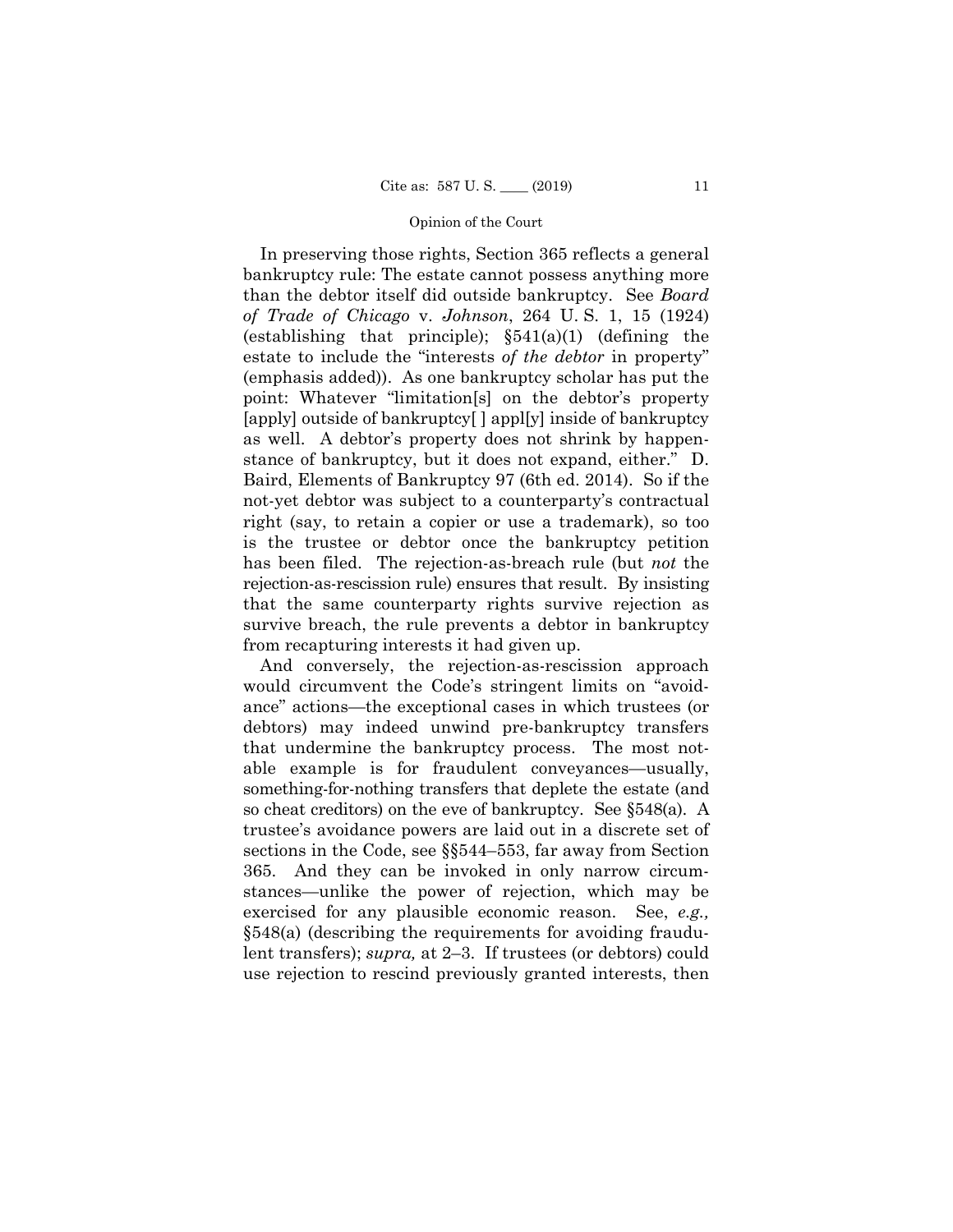In preserving those rights, Section 365 reflects a general bankruptcy rule: The estate cannot possess anything more than the debtor itself did outside bankruptcy. See *Board of Trade of Chicago* v. *Johnson*, 264 U. S. 1, 15 (1924) (establishing that principle); §541(a)(1) (defining the estate to include the "interests *of the debtor* in property" (emphasis added)). As one bankruptcy scholar has put the point: Whatever "limitation[s] on the debtor's property [apply] outside of bankruptcy[ ] appl[y] inside of bankruptcy as well. A debtor's property does not shrink by happenstance of bankruptcy, but it does not expand, either." D. Baird, Elements of Bankruptcy 97 (6th ed. 2014). So if the not-yet debtor was subject to a counterparty's contractual right (say, to retain a copier or use a trademark), so too is the trustee or debtor once the bankruptcy petition has been filed. The rejection-as-breach rule (but *not* the rejection-as-rescission rule) ensures that result. By insisting that the same counterparty rights survive rejection as survive breach, the rule prevents a debtor in bankruptcy from recapturing interests it had given up.

And conversely, the rejection-as-rescission approach would circumvent the Code's stringent limits on "avoidance" actions—the exceptional cases in which trustees (or debtors) may indeed unwind pre-bankruptcy transfers that undermine the bankruptcy process. The most notable example is for fraudulent conveyances—usually, something-for-nothing transfers that deplete the estate (and so cheat creditors) on the eve of bankruptcy. See §548(a). A trustee's avoidance powers are laid out in a discrete set of sections in the Code, see §§544–553, far away from Section 365. And they can be invoked in only narrow circumstances—unlike the power of rejection, which may be exercised for any plausible economic reason. See, *e.g.,* §548(a) (describing the requirements for avoiding fraudulent transfers); *supra,* at 2–3. If trustees (or debtors) could use rejection to rescind previously granted interests, then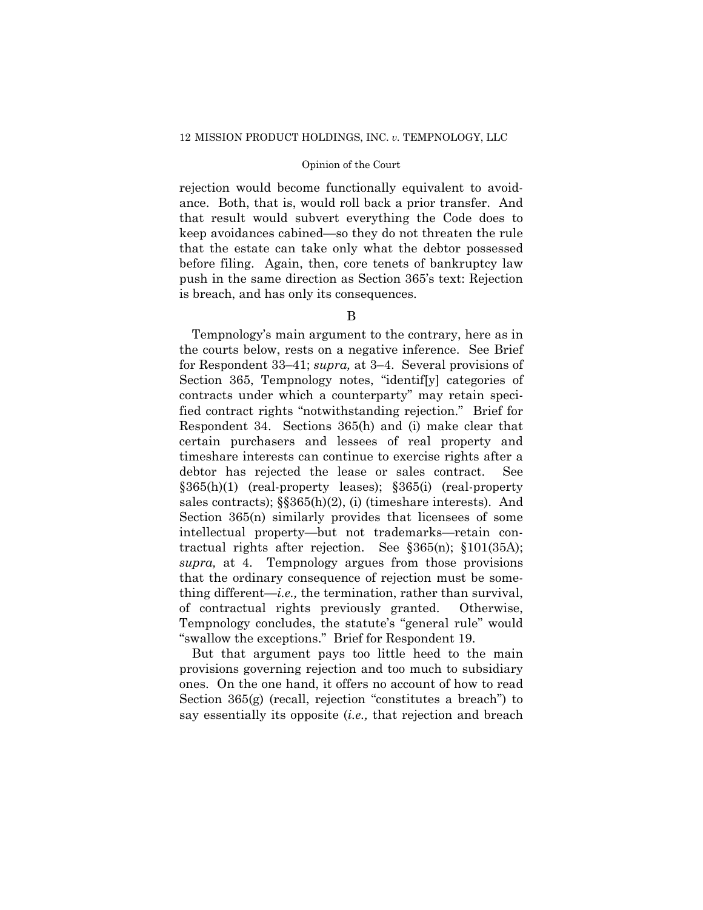rejection would become functionally equivalent to avoidance. Both, that is, would roll back a prior transfer. And that result would subvert everything the Code does to keep avoidances cabined—so they do not threaten the rule that the estate can take only what the debtor possessed before filing. Again, then, core tenets of bankruptcy law push in the same direction as Section 365's text: Rejection is breach, and has only its consequences.

B

Tempnology's main argument to the contrary, here as in the courts below, rests on a negative inference. See Brief for Respondent 33–41; *supra,* at 3–4. Several provisions of Section 365, Tempnology notes, "identif[y] categories of contracts under which a counterparty" may retain specified contract rights "notwithstanding rejection." Brief for Respondent 34. Sections 365(h) and (i) make clear that certain purchasers and lessees of real property and timeshare interests can continue to exercise rights after a debtor has rejected the lease or sales contract. See §365(h)(1) (real-property leases); §365(i) (real-property sales contracts); §§365(h)(2), (i) (timeshare interests). And Section 365(n) similarly provides that licensees of some intellectual property—but not trademarks—retain contractual rights after rejection. See §365(n); §101(35A); *supra,* at 4. Tempnology argues from those provisions that the ordinary consequence of rejection must be something different—*i.e.,* the termination, rather than survival, of contractual rights previously granted. Otherwise, Tempnology concludes, the statute's "general rule" would "swallow the exceptions." Brief for Respondent 19.

But that argument pays too little heed to the main provisions governing rejection and too much to subsidiary ones. On the one hand, it offers no account of how to read Section 365(g) (recall, rejection "constitutes a breach") to say essentially its opposite (*i.e.,* that rejection and breach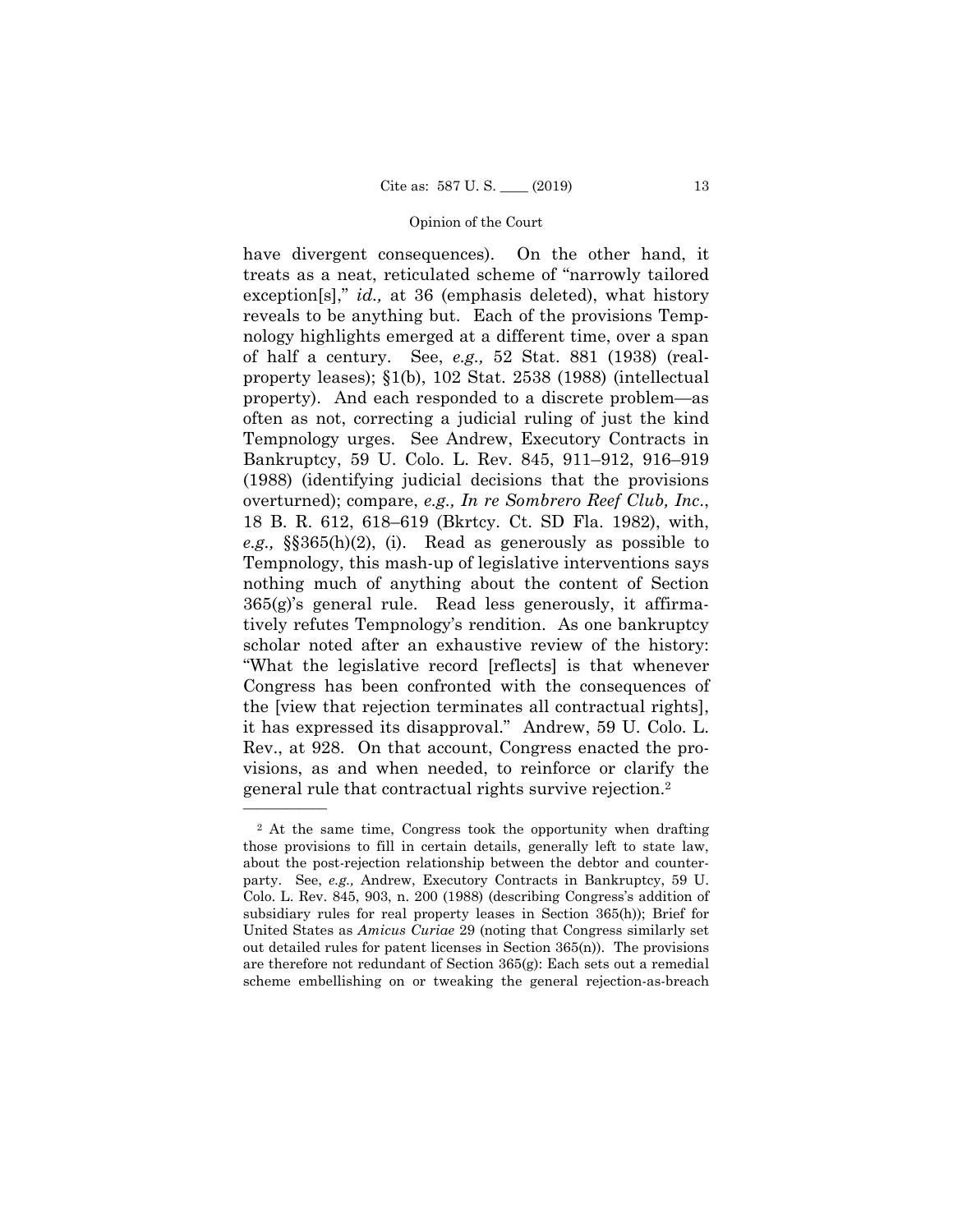have divergent consequences). On the other hand, it treats as a neat, reticulated scheme of "narrowly tailored exception[s]," *id.,* at 36 (emphasis deleted), what history reveals to be anything but. Each of the provisions Tempnology highlights emerged at a different time, over a span of half a century. See, *e.g.,* 52 Stat. 881 (1938) (real-property leases); §1(b), 102 Stat. 2538 (1988) (intellectual property). And each responded to a discrete problem—as often as not, correcting a judicial ruling of just the kind Tempnology urges. See Andrew, Executory Contracts in Bankruptcy, 59 U. Colo. L. Rev. 845, 911–912, 916–919 (1988) (identifying judicial decisions that the provisions overturned); compare, *e.g., In re Sombrero Reef Club, Inc.*, 18 B. R. 612, 618–619 (Bkrtcy. Ct. SD Fla. 1982), with, *e.g.,* §§365(h)(2), (i). Read as generously as possible to Tempnology, this mash-up of legislative interventions says nothing much of anything about the content of Section 365(g)'s general rule. Read less generously, it affirmatively refutes Tempnology's rendition. As one bankruptcy scholar noted after an exhaustive review of the history: "What the legislative record [reflects] is that whenever Congress has been confronted with the consequences of the [view that rejection terminates all contractual rights], it has expressed its disapproval." Andrew, 59 U. Colo. L. Rev., at 928. On that account, Congress enacted the provisions, as and when needed, to reinforce or clarify the general rule that contractual rights survive rejection.[2]

---

[2] At the same time, Congress took the opportunity when drafting those provisions to fill in certain details, generally left to state law, about the post-rejection relationship between the debtor and counterparty. See, *e.g.,* Andrew, Executory Contracts in Bankruptcy, 59 U. Colo. L. Rev. 845, 903, n. 200 (1988) (describing Congress's addition of subsidiary rules for real property leases in Section 365(h)); Brief for United States as *Amicus Curiae* 29 (noting that Congress similarly set out detailed rules for patent licenses in Section 365(n)). The provisions are therefore not redundant of Section 365(g): Each sets out a remedial scheme embellishing on or tweaking the general rejection-as-breach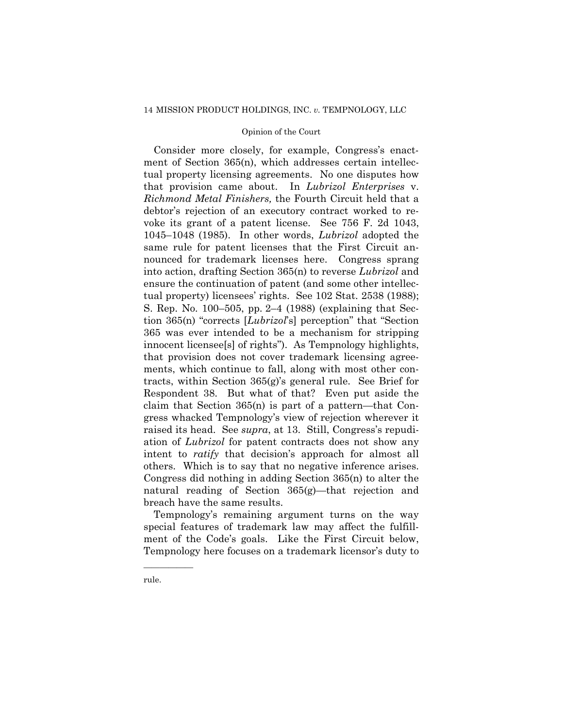Consider more closely, for example, Congress's enactment of Section 365(n), which addresses certain intellectual property licensing agreements. No one disputes how that provision came about. In *Lubrizol Enterprises* v. *Richmond Metal Finishers,* the Fourth Circuit held that a debtor's rejection of an executory contract worked to revoke its grant of a patent license. See 756 F. 2d 1043, 1045–1048 (1985). In other words, *Lubrizol* adopted the same rule for patent licenses that the First Circuit announced for trademark licenses here. Congress sprang into action, drafting Section 365(n) to reverse *Lubrizol* and ensure the continuation of patent (and some other intellectual property) licensees' rights. See 102 Stat. 2538 (1988); S. Rep. No. 100–505, pp. 2–4 (1988) (explaining that Section 365(n) "corrects [*Lubrizol*'s] perception" that "Section 365 was ever intended to be a mechanism for stripping innocent licensee[s] of rights"). As Tempnology highlights, that provision does not cover trademark licensing agreements, which continue to fall, along with most other contracts, within Section 365(g)'s general rule. See Brief for Respondent 38. But what of that? Even put aside the claim that Section 365(n) is part of a pattern—that Congress whacked Tempnology's view of rejection wherever it raised its head. See *supra*, at 13. Still, Congress's repudiation of *Lubrizol* for patent contracts does not show any intent to *ratify* that decision's approach for almost all others. Which is to say that no negative inference arises. Congress did nothing in adding Section 365(n) to alter the natural reading of Section 365(g)—that rejection and breach have the same results.

Tempnology's remaining argument turns on the way special features of trademark law may affect the fulfillment of the Code's goals. Like the First Circuit below, Tempnology here focuses on a trademark licensor's duty to

---

rule.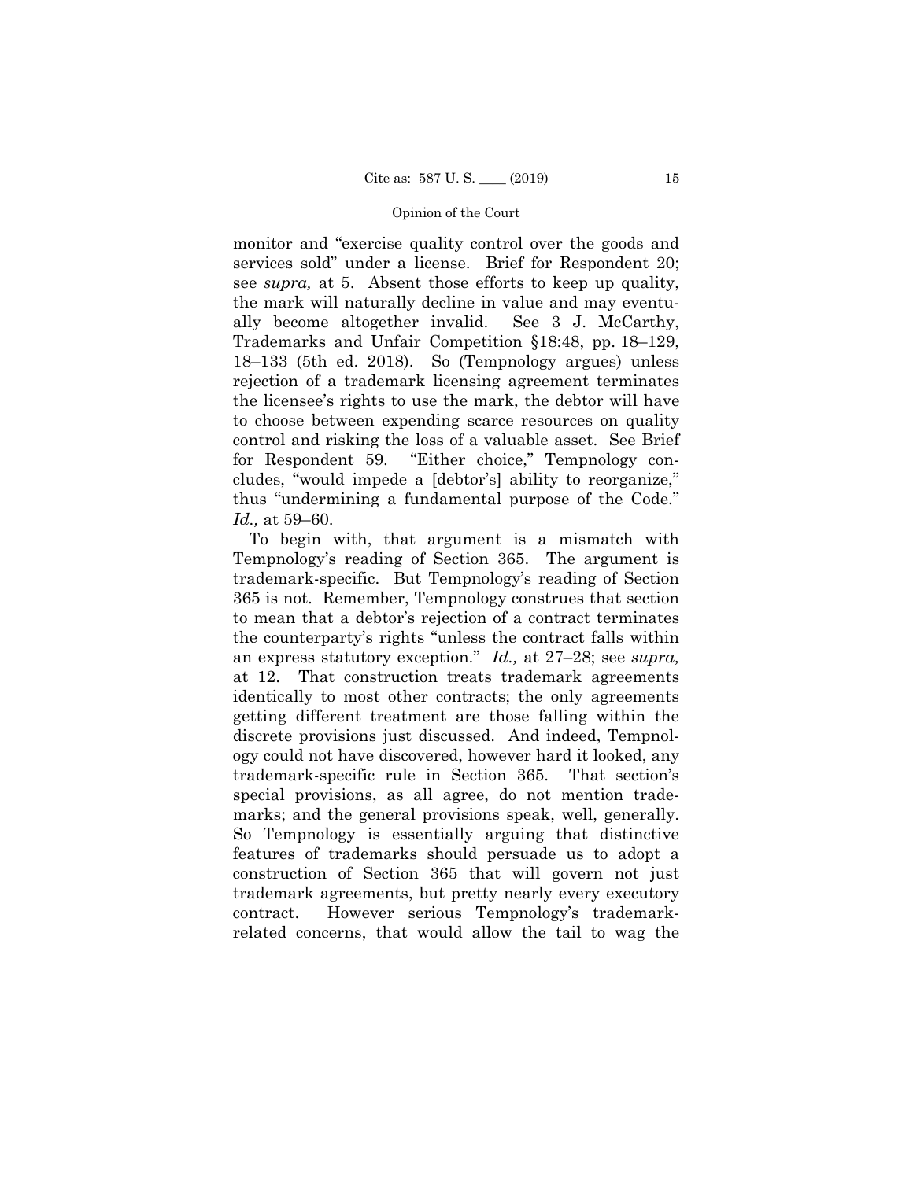monitor and "exercise quality control over the goods and services sold" under a license. Brief for Respondent 20; see *supra,* at 5. Absent those efforts to keep up quality, the mark will naturally decline in value and may eventually become altogether invalid. See 3 J. McCarthy, Trademarks and Unfair Competition §18:48, pp. 18–129, 18–133 (5th ed. 2018). So (Tempnology argues) unless rejection of a trademark licensing agreement terminates the licensee's rights to use the mark, the debtor will have to choose between expending scarce resources on quality control and risking the loss of a valuable asset. See Brief for Respondent 59. "Either choice," Tempnology concludes, "would impede a [debtor's] ability to reorganize," thus "undermining a fundamental purpose of the Code." *Id.,* at 59–60.

To begin with, that argument is a mismatch with Tempnology's reading of Section 365. The argument is trademark-specific. But Tempnology's reading of Section 365 is not. Remember, Tempnology construes that section to mean that a debtor's rejection of a contract terminates the counterparty's rights "unless the contract falls within an express statutory exception." *Id.,* at 27–28; see *supra,* at 12. That construction treats trademark agreements identically to most other contracts; the only agreements getting different treatment are those falling within the discrete provisions just discussed. And indeed, Tempnology could not have discovered, however hard it looked, any trademark-specific rule in Section 365. That section's special provisions, as all agree, do not mention trademarks; and the general provisions speak, well, generally. So Tempnology is essentially arguing that distinctive features of trademarks should persuade us to adopt a construction of Section 365 that will govern not just trademark agreements, but pretty nearly every executory contract. However serious Tempnology's trademark-related concerns, that would allow the tail to wag the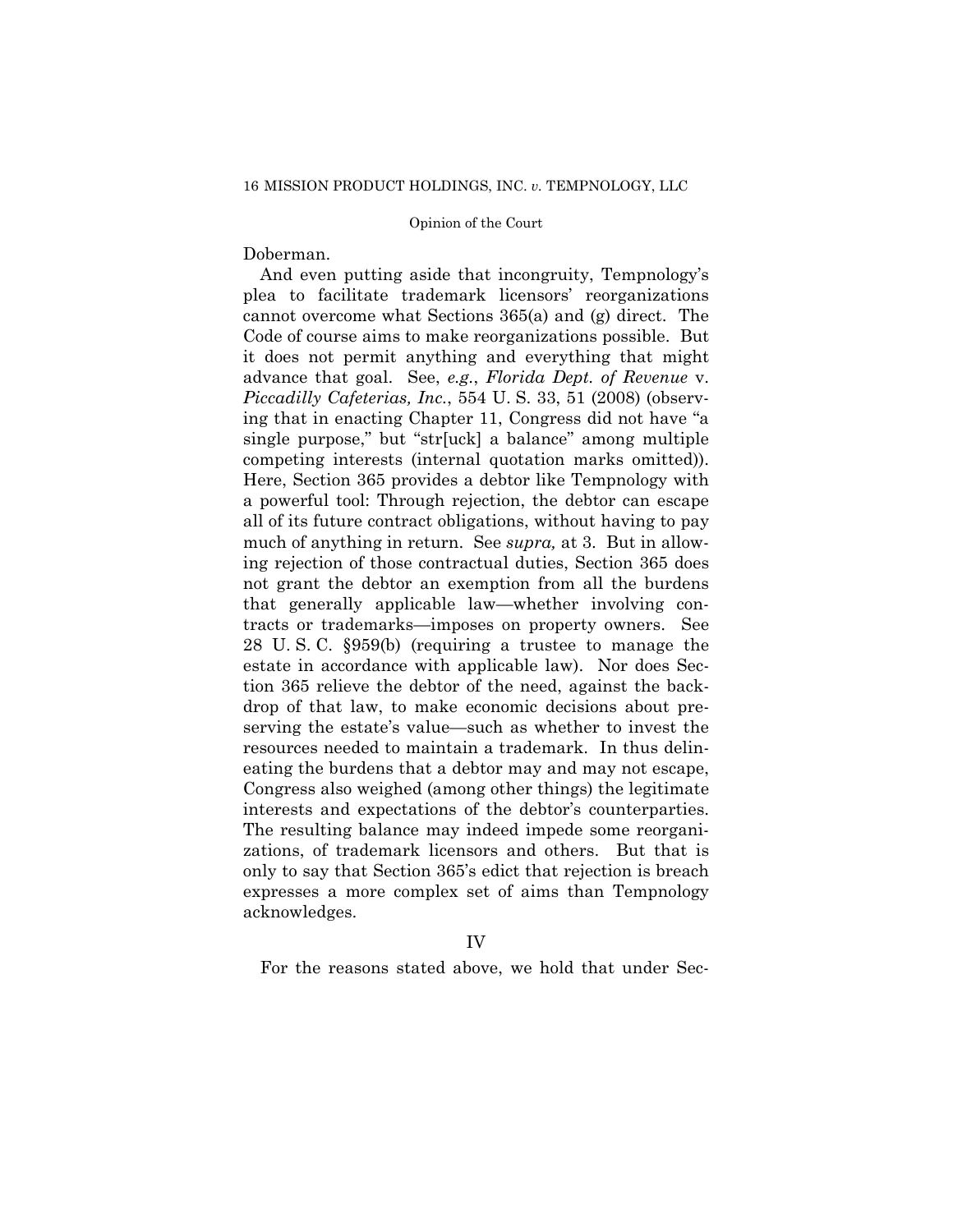Doberman.

And even putting aside that incongruity, Tempnology's plea to facilitate trademark licensors' reorganizations cannot overcome what Sections 365(a) and (g) direct. The Code of course aims to make reorganizations possible. But it does not permit anything and everything that might advance that goal. See, *e.g.*, *Florida Dept. of Revenue* v. *Piccadilly Cafeterias, Inc.*, 554 U. S. 33, 51 (2008) (observing that in enacting Chapter 11, Congress did not have "a single purpose," but "str[uck] a balance" among multiple competing interests (internal quotation marks omitted)). Here, Section 365 provides a debtor like Tempnology with a powerful tool: Through rejection, the debtor can escape all of its future contract obligations, without having to pay much of anything in return. See *supra,* at 3. But in allowing rejection of those contractual duties, Section 365 does not grant the debtor an exemption from all the burdens that generally applicable law—whether involving contracts or trademarks—imposes on property owners. See 28 U. S. C. §959(b) (requiring a trustee to manage the estate in accordance with applicable law). Nor does Section 365 relieve the debtor of the need, against the backdrop of that law, to make economic decisions about preserving the estate's value—such as whether to invest the resources needed to maintain a trademark. In thus delineating the burdens that a debtor may and may not escape, Congress also weighed (among other things) the legitimate interests and expectations of the debtor's counterparties. The resulting balance may indeed impede some reorganizations, of trademark licensors and others. But that is only to say that Section 365's edict that rejection is breach expresses a more complex set of aims than Tempnology acknowledges.

## IV

For the reasons stated above, we hold that under Sec-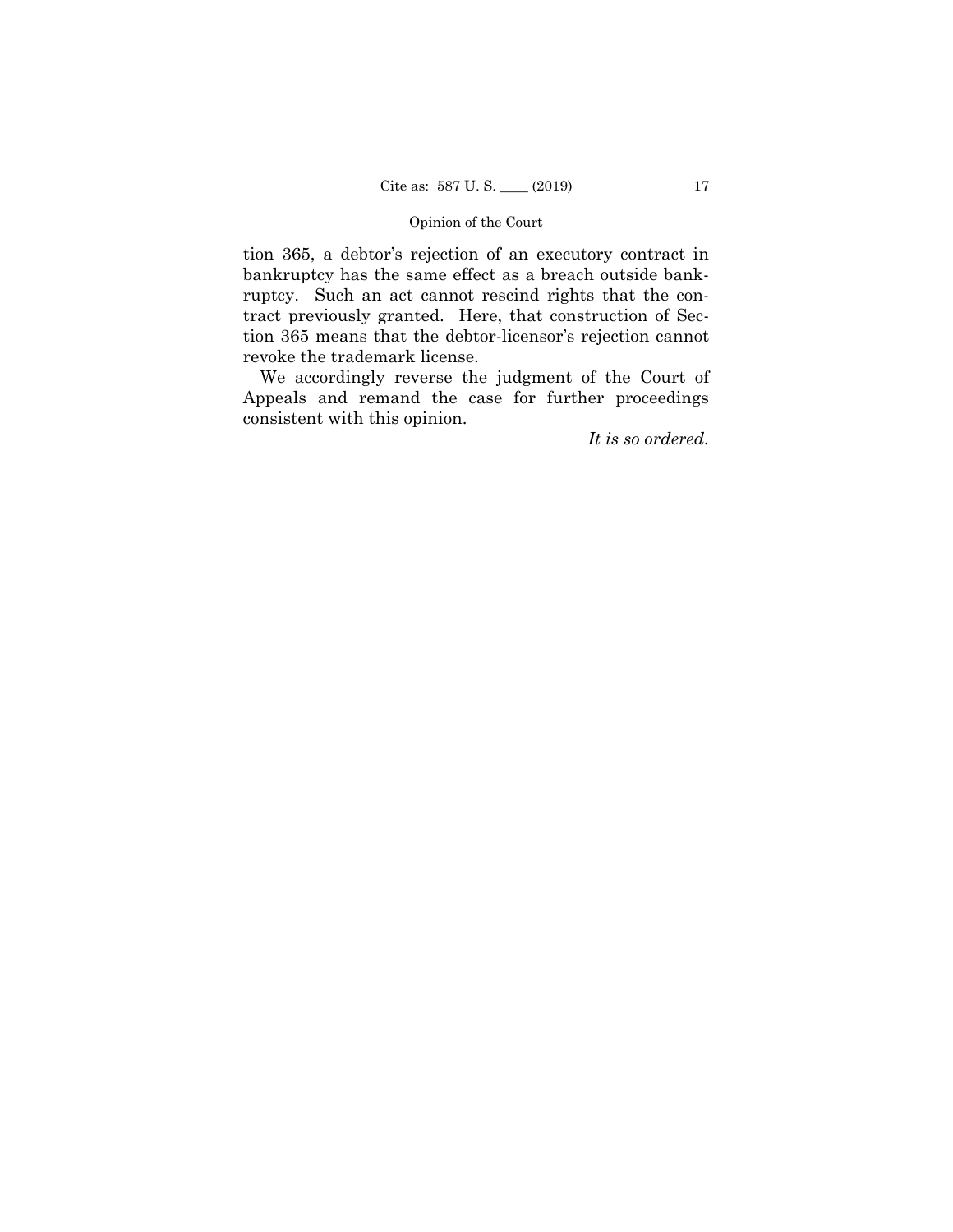tion 365, a debtor's rejection of an executory contract in bankruptcy has the same effect as a breach outside bankruptcy. Such an act cannot rescind rights that the contract previously granted. Here, that construction of Section 365 means that the debtor-licensor's rejection cannot revoke the trademark license.

We accordingly reverse the judgment of the Court of Appeals and remand the case for further proceedings consistent with this opinion.

*It is so ordered.*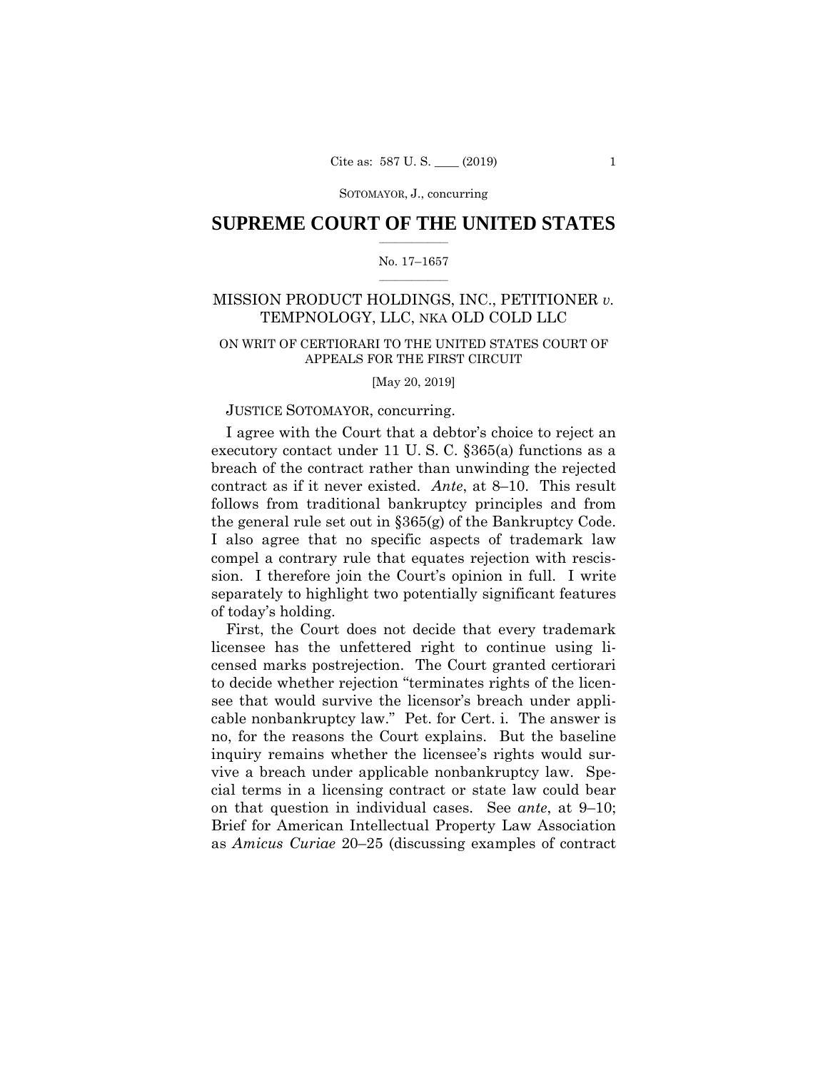## SUPREME COURT OF THE UNITED STATES

No. 17–1657

MISSION PRODUCT HOLDINGS, INC., PETITIONER *v.* TEMPNOLOGY, LLC, NKA OLD COLD LLC

ON WRIT OF CERTIORARI TO THE UNITED STATES COURT OF APPEALS FOR THE FIRST CIRCUIT

[May 20, 2019]

JUSTICE SOTOMAYOR, concurring.

I agree with the Court that a debtor's choice to reject an executory contact under 11 U. S. C. §365(a) functions as a breach of the contract rather than unwinding the rejected contract as if it never existed. *Ante*, at 8–10. This result follows from traditional bankruptcy principles and from the general rule set out in §365(g) of the Bankruptcy Code. I also agree that no specific aspects of trademark law compel a contrary rule that equates rejection with rescission. I therefore join the Court's opinion in full. I write separately to highlight two potentially significant features of today's holding.

First, the Court does not decide that every trademark licensee has the unfettered right to continue using licensed marks postrejection. The Court granted certiorari to decide whether rejection "terminates rights of the licensee that would survive the licensor's breach under applicable nonbankruptcy law." Pet. for Cert. i. The answer is no, for the reasons the Court explains. But the baseline inquiry remains whether the licensee's rights would survive a breach under applicable nonbankruptcy law. Special terms in a licensing contract or state law could bear on that question in individual cases. See *ante*, at 9–10; Brief for American Intellectual Property Law Association as *Amicus Curiae* 20–25 (discussing examples of contract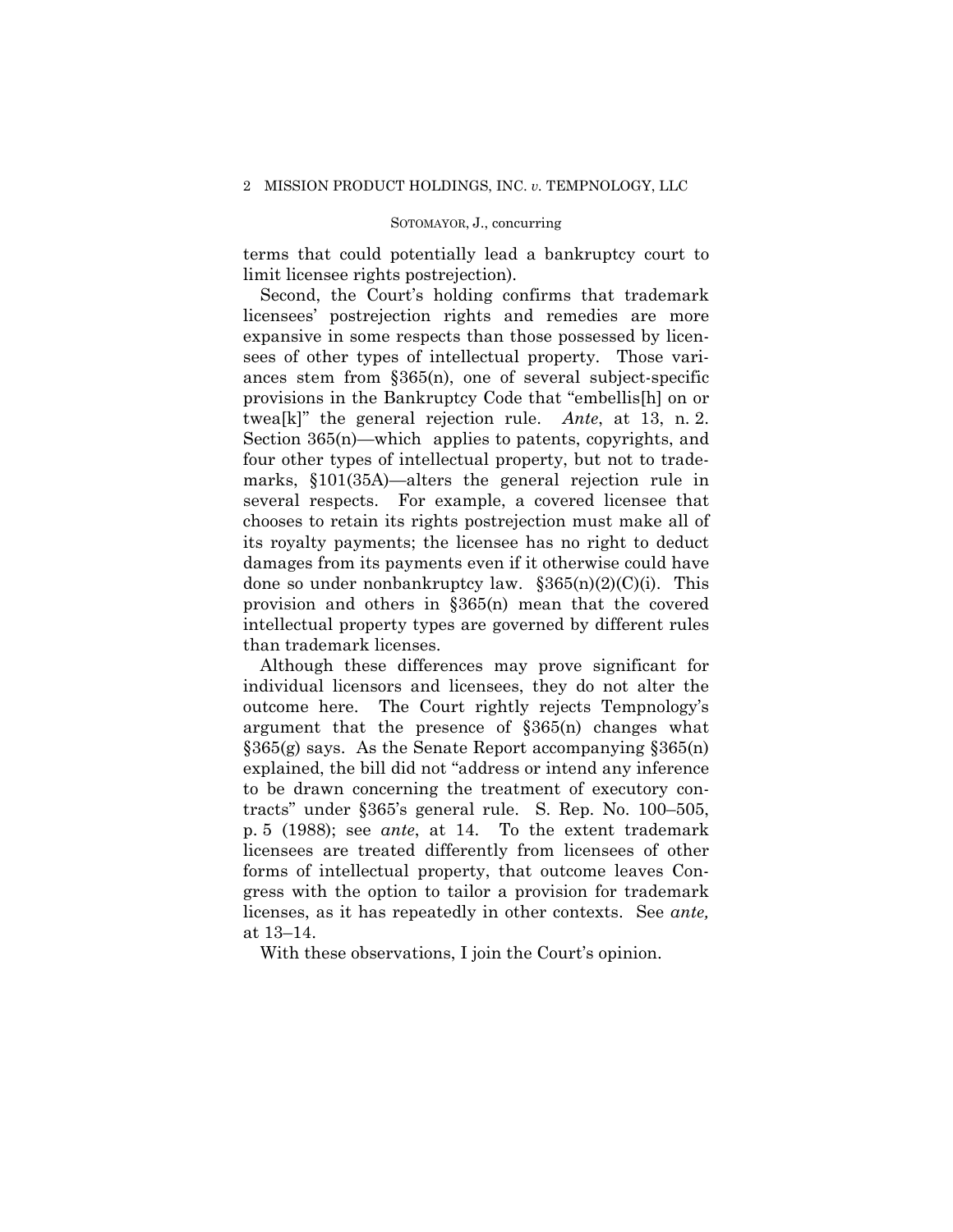terms that could potentially lead a bankruptcy court to limit licensee rights postrejection).

Second, the Court's holding confirms that trademark licensees' postrejection rights and remedies are more expansive in some respects than those possessed by licensees of other types of intellectual property. Those variances stem from §365(n), one of several subject-specific provisions in the Bankruptcy Code that "embellis[h] on or twea[k]" the general rejection rule. *Ante*, at 13, n. 2. Section 365(n)—which applies to patents, copyrights, and four other types of intellectual property, but not to trademarks, §101(35A)—alters the general rejection rule in several respects. For example, a covered licensee that chooses to retain its rights postrejection must make all of its royalty payments; the licensee has no right to deduct damages from its payments even if it otherwise could have done so under nonbankruptcy law. §365(n)(2)(C)(i). This provision and others in §365(n) mean that the covered intellectual property types are governed by different rules than trademark licenses.

Although these differences may prove significant for individual licensors and licensees, they do not alter the outcome here. The Court rightly rejects Tempnology's argument that the presence of §365(n) changes what §365(g) says. As the Senate Report accompanying §365(n) explained, the bill did not "address or intend any inference to be drawn concerning the treatment of executory contracts" under §365's general rule. S. Rep. No. 100–505, p. 5 (1988); see *ante*, at 14. To the extent trademark licensees are treated differently from licensees of other forms of intellectual property, that outcome leaves Congress with the option to tailor a provision for trademark licenses, as it has repeatedly in other contexts. See *ante,* at 13–14.

With these observations, I join the Court's opinion.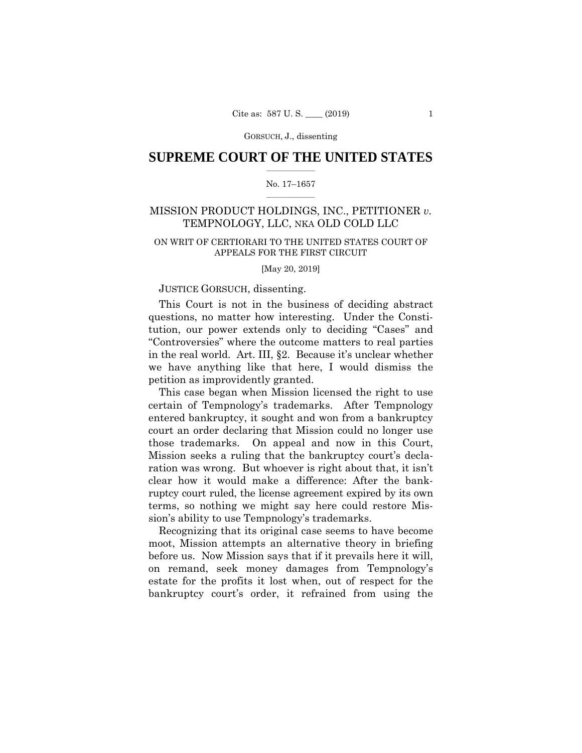## SUPREME COURT OF THE UNITED STATES

No. 17–1657

MISSION PRODUCT HOLDINGS, INC., PETITIONER *v.* TEMPNOLOGY, LLC, NKA OLD COLD LLC

ON WRIT OF CERTIORARI TO THE UNITED STATES COURT OF APPEALS FOR THE FIRST CIRCUIT

[May 20, 2019]

JUSTICE GORSUCH, dissenting.

This Court is not in the business of deciding abstract questions, no matter how interesting. Under the Constitution, our power extends only to deciding "Cases" and "Controversies" where the outcome matters to real parties in the real world. Art. III, §2. Because it's unclear whether we have anything like that here, I would dismiss the petition as improvidently granted.

This case began when Mission licensed the right to use certain of Tempnology's trademarks. After Tempnology entered bankruptcy, it sought and won from a bankruptcy court an order declaring that Mission could no longer use those trademarks. On appeal and now in this Court, Mission seeks a ruling that the bankruptcy court's declaration was wrong. But whoever is right about that, it isn't clear how it would make a difference: After the bankruptcy court ruled, the license agreement expired by its own terms, so nothing we might say here could restore Mission's ability to use Tempnology's trademarks.

Recognizing that its original case seems to have become moot, Mission attempts an alternative theory in briefing before us. Now Mission says that if it prevails here it will, on remand, seek money damages from Tempnology's estate for the profits it lost when, out of respect for the bankruptcy court's order, it refrained from using the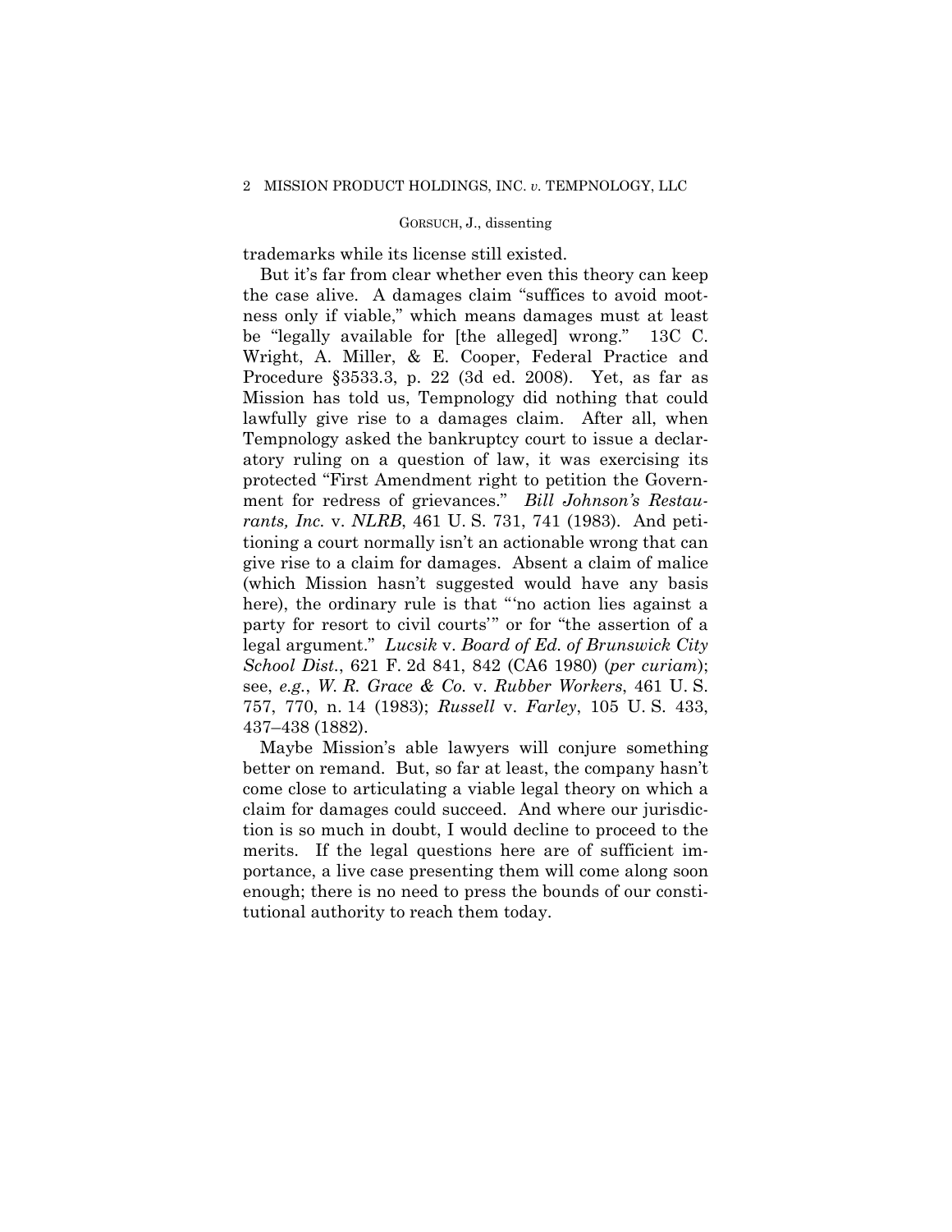trademarks while its license still existed.

But it's far from clear whether even this theory can keep the case alive. A damages claim "suffices to avoid mootness only if viable," which means damages must at least be "legally available for [the alleged] wrong." 13C C. Wright, A. Miller, & E. Cooper, Federal Practice and Procedure §3533.3, p. 22 (3d ed. 2008). Yet, as far as Mission has told us, Tempnology did nothing that could lawfully give rise to a damages claim. After all, when Tempnology asked the bankruptcy court to issue a declaratory ruling on a question of law, it was exercising its protected "First Amendment right to petition the Government for redress of grievances." *Bill Johnson's Restaurants, Inc.* v. *NLRB*, 461 U. S. 731, 741 (1983). And petitioning a court normally isn't an actionable wrong that can give rise to a claim for damages. Absent a claim of malice (which Mission hasn't suggested would have any basis here), the ordinary rule is that "'no action lies against a party for resort to civil courts'" or for "the assertion of a legal argument." *Lucsik* v. *Board of Ed. of Brunswick City School Dist.*, 621 F. 2d 841, 842 (CA6 1980) (*per curiam*); see, *e.g.*, *W. R. Grace & Co.* v. *Rubber Workers*, 461 U. S. 757, 770, n. 14 (1983); *Russell* v. *Farley*, 105 U. S. 433, 437–438 (1882).

Maybe Mission's able lawyers will conjure something better on remand. But, so far at least, the company hasn't come close to articulating a viable legal theory on which a claim for damages could succeed. And where our jurisdiction is so much in doubt, I would decline to proceed to the merits. If the legal questions here are of sufficient importance, a live case presenting them will come along soon enough; there is no need to press the bounds of our constitutional authority to reach them today.